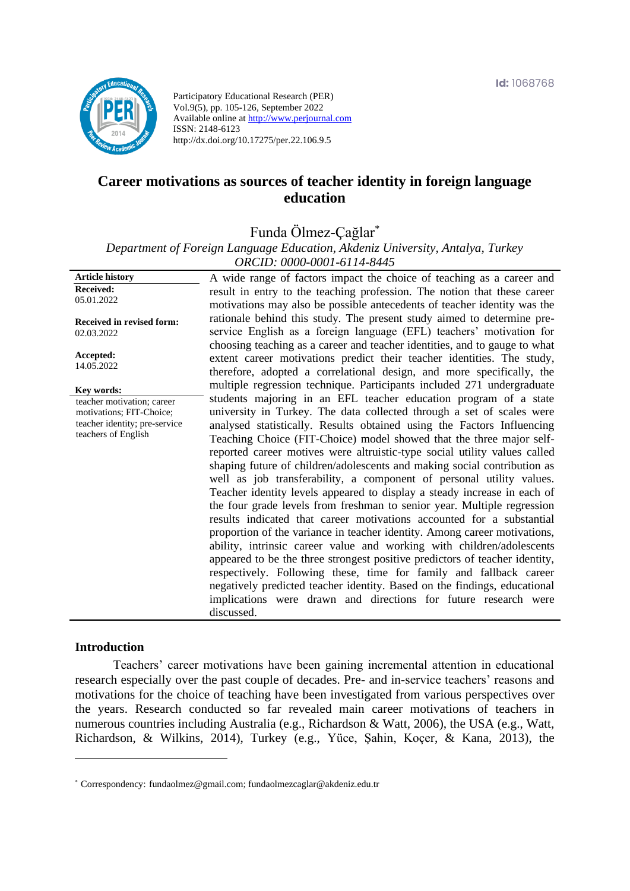Id: 1068768

Participatory Educational Research (PER)
Vol.9(5), pp. 105-126, September 2022
Available online at http://www.perjournal.com
ISSN: 2148-6123
http://dx.doi.org/10.17275/per.22.106.9.5

# Career motivations as sources of teacher identity in foreign language education

Funda Ölmez-Çağlar*

*Department of Foreign Language Education, Akdeniz University, Antalya, Turkey*
*ORCID: 0000-0001-6114-8445*

**Article history**
**Received:**
05.01.2022

**Received in revised form:**
02.03.2022

**Accepted:**
14.05.2022

**Key words:**
teacher motivation; career motivations; FIT-Choice; teacher identity; pre-service teachers of English

A wide range of factors impact the choice of teaching as a career and result in entry to the teaching profession. The notion that these career motivations may also be possible antecedents of teacher identity was the rationale behind this study. The present study aimed to determine pre-service English as a foreign language (EFL) teachers' motivation for choosing teaching as a career and teacher identities, and to gauge to what extent career motivations predict their teacher identities. The study, therefore, adopted a correlational design, and more specifically, the multiple regression technique. Participants included 271 undergraduate students majoring in an EFL teacher education program of a state university in Turkey. The data collected through a set of scales were analysed statistically. Results obtained using the Factors Influencing Teaching Choice (FIT-Choice) model showed that the three major self-reported career motives were altruistic-type social utility values called shaping future of children/adolescents and making social contribution as well as job transferability, a component of personal utility values. Teacher identity levels appeared to display a steady increase in each of the four grade levels from freshman to senior year. Multiple regression results indicated that career motivations accounted for a substantial proportion of the variance in teacher identity. Among career motivations, ability, intrinsic career value and working with children/adolescents appeared to be the three strongest positive predictors of teacher identity, respectively. Following these, time for family and fallback career negatively predicted teacher identity. Based on the findings, educational implications were drawn and directions for future research were discussed.

## Introduction

Teachers' career motivations have been gaining incremental attention in educational research especially over the past couple of decades. Pre- and in-service teachers' reasons and motivations for the choice of teaching have been investigated from various perspectives over the years. Research conducted so far revealed main career motivations of teachers in numerous countries including Australia (e.g., Richardson & Watt, 2006), the USA (e.g., Watt, Richardson, & Wilkins, 2014), Turkey (e.g., Yüce, Şahin, Koçer, & Kana, 2013), the

* Correspondency: fundaolmez@gmail.com; fundaolmezcaglar@akdeniz.edu.tr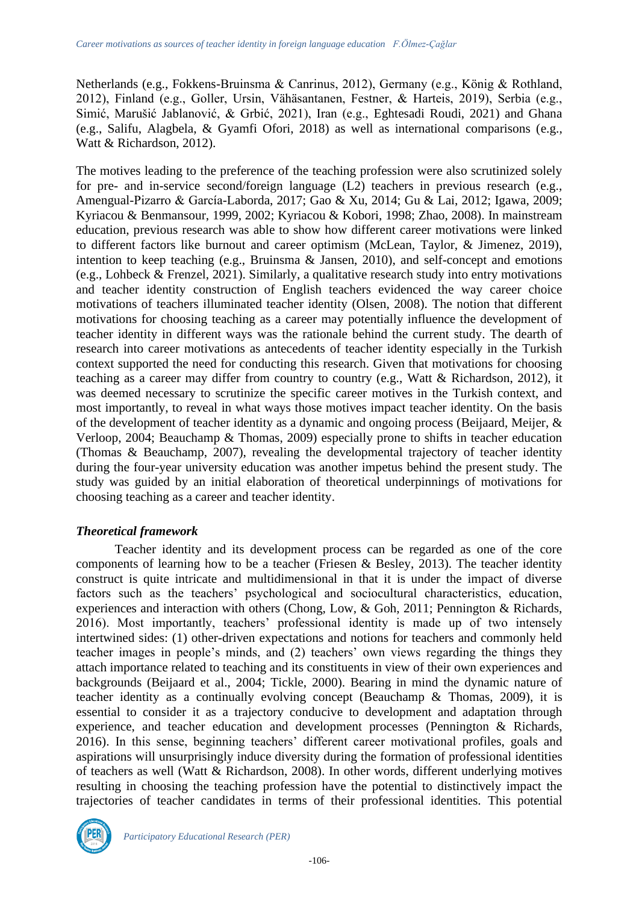Netherlands (e.g., Fokkens-Bruinsma & Canrinus, 2012), Germany (e.g., König & Rothland, 2012), Finland (e.g., Goller, Ursin, Vähäsantanen, Festner, & Harteis, 2019), Serbia (e.g., Simić, Marušić Jablanović, & Grbić, 2021), Iran (e.g., Eghtesadi Roudi, 2021) and Ghana (e.g., Salifu, Alagbela, & Gyamfi Ofori, 2018) as well as international comparisons (e.g., Watt & Richardson, 2012).

The motives leading to the preference of the teaching profession were also scrutinized solely for pre- and in-service second/foreign language (L2) teachers in previous research (e.g., Amengual-Pizarro & García-Laborda, 2017; Gao & Xu, 2014; Gu & Lai, 2012; Igawa, 2009; Kyriacou & Benmansour, 1999, 2002; Kyriacou & Kobori, 1998; Zhao, 2008). In mainstream education, previous research was able to show how different career motivations were linked to different factors like burnout and career optimism (McLean, Taylor, & Jimenez, 2019), intention to keep teaching (e.g., Bruinsma & Jansen, 2010), and self-concept and emotions (e.g., Lohbeck & Frenzel, 2021). Similarly, a qualitative research study into entry motivations and teacher identity construction of English teachers evidenced the way career choice motivations of teachers illuminated teacher identity (Olsen, 2008). The notion that different motivations for choosing teaching as a career may potentially influence the development of teacher identity in different ways was the rationale behind the current study. The dearth of research into career motivations as antecedents of teacher identity especially in the Turkish context supported the need for conducting this research. Given that motivations for choosing teaching as a career may differ from country to country (e.g., Watt & Richardson, 2012), it was deemed necessary to scrutinize the specific career motives in the Turkish context, and most importantly, to reveal in what ways those motives impact teacher identity. On the basis of the development of teacher identity as a dynamic and ongoing process (Beijaard, Meijer, & Verloop, 2004; Beauchamp & Thomas, 2009) especially prone to shifts in teacher education (Thomas & Beauchamp, 2007), revealing the developmental trajectory of teacher identity during the four-year university education was another impetus behind the present study. The study was guided by an initial elaboration of theoretical underpinnings of motivations for choosing teaching as a career and teacher identity.

### *Theoretical framework*

Teacher identity and its development process can be regarded as one of the core components of learning how to be a teacher (Friesen & Besley, 2013). The teacher identity construct is quite intricate and multidimensional in that it is under the impact of diverse factors such as the teachers' psychological and sociocultural characteristics, education, experiences and interaction with others (Chong, Low, & Goh, 2011; Pennington & Richards, 2016). Most importantly, teachers' professional identity is made up of two intensely intertwined sides: (1) other-driven expectations and notions for teachers and commonly held teacher images in people's minds, and (2) teachers' own views regarding the things they attach importance related to teaching and its constituents in view of their own experiences and backgrounds (Beijaard et al., 2004; Tickle, 2000). Bearing in mind the dynamic nature of teacher identity as a continually evolving concept (Beauchamp & Thomas, 2009), it is essential to consider it as a trajectory conducive to development and adaptation through experience, and teacher education and development processes (Pennington & Richards, 2016). In this sense, beginning teachers' different career motivational profiles, goals and aspirations will unsurprisingly induce diversity during the formation of professional identities of teachers as well (Watt & Richardson, 2008). In other words, different underlying motives resulting in choosing the teaching profession have the potential to distinctively impact the trajectories of teacher candidates in terms of their professional identities. This potential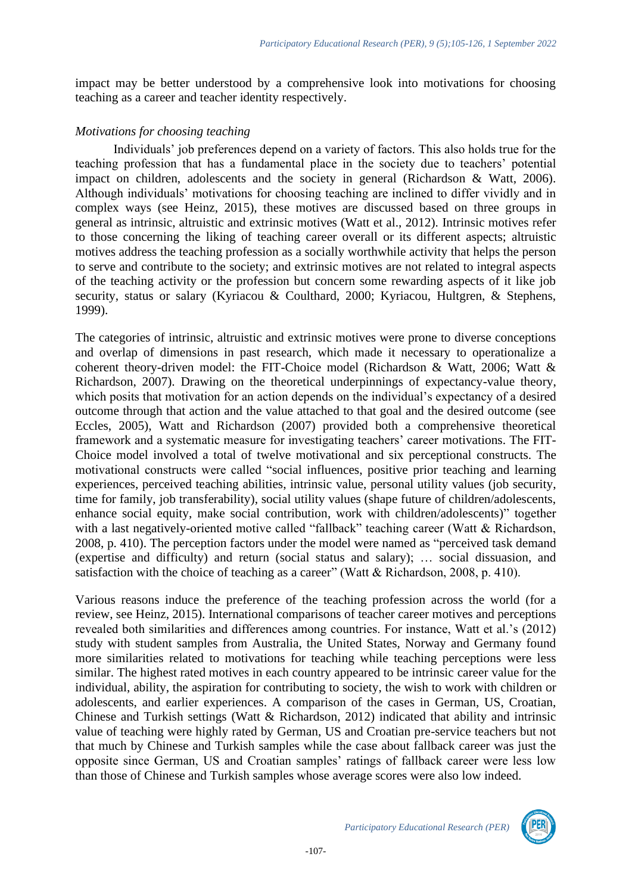impact may be better understood by a comprehensive look into motivations for choosing teaching as a career and teacher identity respectively.

### *Motivations for choosing teaching*

Individuals' job preferences depend on a variety of factors. This also holds true for the teaching profession that has a fundamental place in the society due to teachers' potential impact on children, adolescents and the society in general (Richardson & Watt, 2006). Although individuals' motivations for choosing teaching are inclined to differ vividly and in complex ways (see Heinz, 2015), these motives are discussed based on three groups in general as intrinsic, altruistic and extrinsic motives (Watt et al., 2012). Intrinsic motives refer to those concerning the liking of teaching career overall or its different aspects; altruistic motives address the teaching profession as a socially worthwhile activity that helps the person to serve and contribute to the society; and extrinsic motives are not related to integral aspects of the teaching activity or the profession but concern some rewarding aspects of it like job security, status or salary (Kyriacou & Coulthard, 2000; Kyriacou, Hultgren, & Stephens, 1999).

The categories of intrinsic, altruistic and extrinsic motives were prone to diverse conceptions and overlap of dimensions in past research, which made it necessary to operationalize a coherent theory-driven model: the FIT-Choice model (Richardson & Watt, 2006; Watt & Richardson, 2007). Drawing on the theoretical underpinnings of expectancy-value theory, which posits that motivation for an action depends on the individual's expectancy of a desired outcome through that action and the value attached to that goal and the desired outcome (see Eccles, 2005), Watt and Richardson (2007) provided both a comprehensive theoretical framework and a systematic measure for investigating teachers' career motivations. The FIT-Choice model involved a total of twelve motivational and six perceptional constructs. The motivational constructs were called "social influences, positive prior teaching and learning experiences, perceived teaching abilities, intrinsic value, personal utility values (job security, time for family, job transferability), social utility values (shape future of children/adolescents, enhance social equity, make social contribution, work with children/adolescents)" together with a last negatively-oriented motive called "fallback" teaching career (Watt & Richardson, 2008, p. 410). The perception factors under the model were named as "perceived task demand (expertise and difficulty) and return (social status and salary); … social dissuasion, and satisfaction with the choice of teaching as a career" (Watt & Richardson, 2008, p. 410).

Various reasons induce the preference of the teaching profession across the world (for a review, see Heinz, 2015). International comparisons of teacher career motives and perceptions revealed both similarities and differences among countries. For instance, Watt et al.'s (2012) study with student samples from Australia, the United States, Norway and Germany found more similarities related to motivations for teaching while teaching perceptions were less similar. The highest rated motives in each country appeared to be intrinsic career value for the individual, ability, the aspiration for contributing to society, the wish to work with children or adolescents, and earlier experiences. A comparison of the cases in German, US, Croatian, Chinese and Turkish settings (Watt & Richardson, 2012) indicated that ability and intrinsic value of teaching were highly rated by German, US and Croatian pre-service teachers but not that much by Chinese and Turkish samples while the case about fallback career was just the opposite since German, US and Croatian samples' ratings of fallback career were less low than those of Chinese and Turkish samples whose average scores were also low indeed.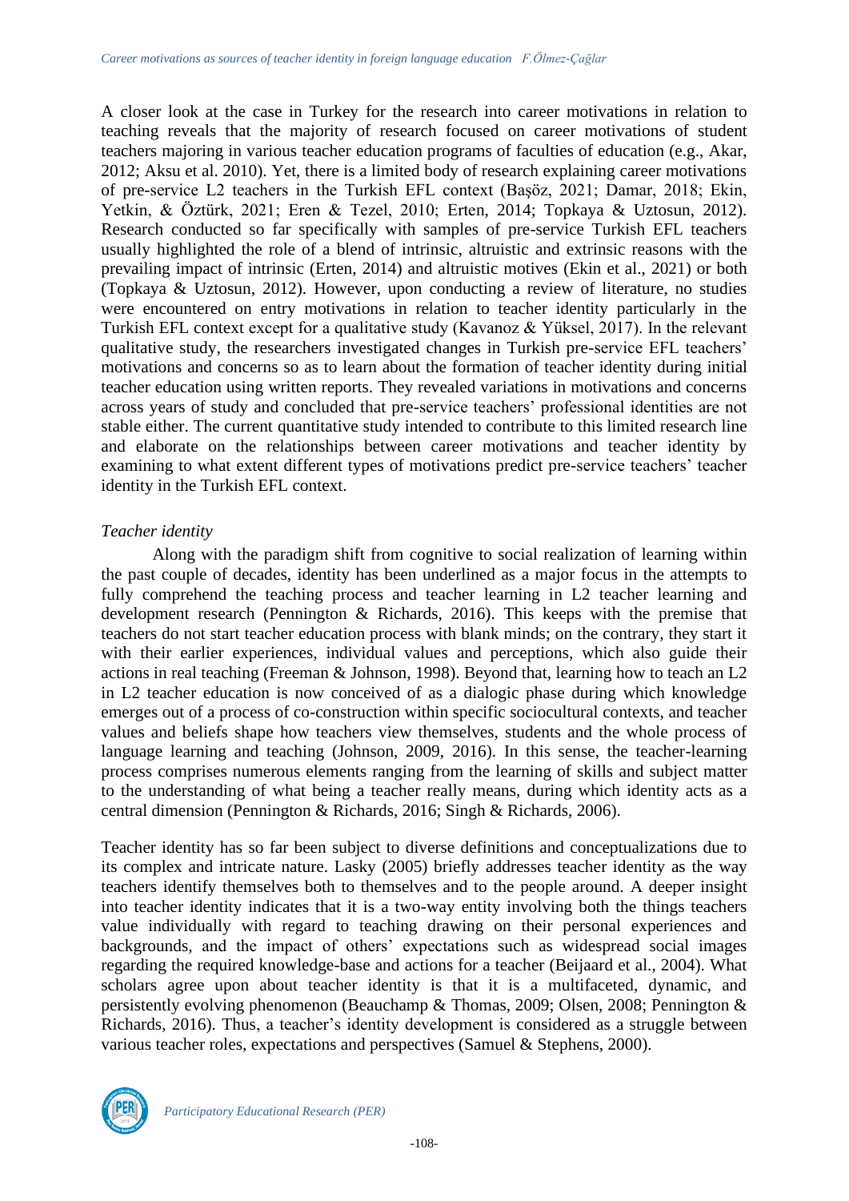A closer look at the case in Turkey for the research into career motivations in relation to teaching reveals that the majority of research focused on career motivations of student teachers majoring in various teacher education programs of faculties of education (e.g., Akar, 2012; Aksu et al. 2010). Yet, there is a limited body of research explaining career motivations of pre-service L2 teachers in the Turkish EFL context (Başöz, 2021; Damar, 2018; Ekin, Yetkin, & Öztürk, 2021; Eren & Tezel, 2010; Erten, 2014; Topkaya & Uztosun, 2012). Research conducted so far specifically with samples of pre-service Turkish EFL teachers usually highlighted the role of a blend of intrinsic, altruistic and extrinsic reasons with the prevailing impact of intrinsic (Erten, 2014) and altruistic motives (Ekin et al., 2021) or both (Topkaya & Uztosun, 2012). However, upon conducting a review of literature, no studies were encountered on entry motivations in relation to teacher identity particularly in the Turkish EFL context except for a qualitative study (Kavanoz & Yüksel, 2017). In the relevant qualitative study, the researchers investigated changes in Turkish pre-service EFL teachers' motivations and concerns so as to learn about the formation of teacher identity during initial teacher education using written reports. They revealed variations in motivations and concerns across years of study and concluded that pre-service teachers' professional identities are not stable either. The current quantitative study intended to contribute to this limited research line and elaborate on the relationships between career motivations and teacher identity by examining to what extent different types of motivations predict pre-service teachers' teacher identity in the Turkish EFL context.

*Teacher identity*

Along with the paradigm shift from cognitive to social realization of learning within the past couple of decades, identity has been underlined as a major focus in the attempts to fully comprehend the teaching process and teacher learning in L2 teacher learning and development research (Pennington & Richards, 2016). This keeps with the premise that teachers do not start teacher education process with blank minds; on the contrary, they start it with their earlier experiences, individual values and perceptions, which also guide their actions in real teaching (Freeman & Johnson, 1998). Beyond that, learning how to teach an L2 in L2 teacher education is now conceived of as a dialogic phase during which knowledge emerges out of a process of co-construction within specific sociocultural contexts, and teacher values and beliefs shape how teachers view themselves, students and the whole process of language learning and teaching (Johnson, 2009, 2016). In this sense, the teacher-learning process comprises numerous elements ranging from the learning of skills and subject matter to the understanding of what being a teacher really means, during which identity acts as a central dimension (Pennington & Richards, 2016; Singh & Richards, 2006).

Teacher identity has so far been subject to diverse definitions and conceptualizations due to its complex and intricate nature. Lasky (2005) briefly addresses teacher identity as the way teachers identify themselves both to themselves and to the people around. A deeper insight into teacher identity indicates that it is a two-way entity involving both the things teachers value individually with regard to teaching drawing on their personal experiences and backgrounds, and the impact of others' expectations such as widespread social images regarding the required knowledge-base and actions for a teacher (Beijaard et al., 2004). What scholars agree upon about teacher identity is that it is a multifaceted, dynamic, and persistently evolving phenomenon (Beauchamp & Thomas, 2009; Olsen, 2008; Pennington & Richards, 2016). Thus, a teacher's identity development is considered as a struggle between various teacher roles, expectations and perspectives (Samuel & Stephens, 2000).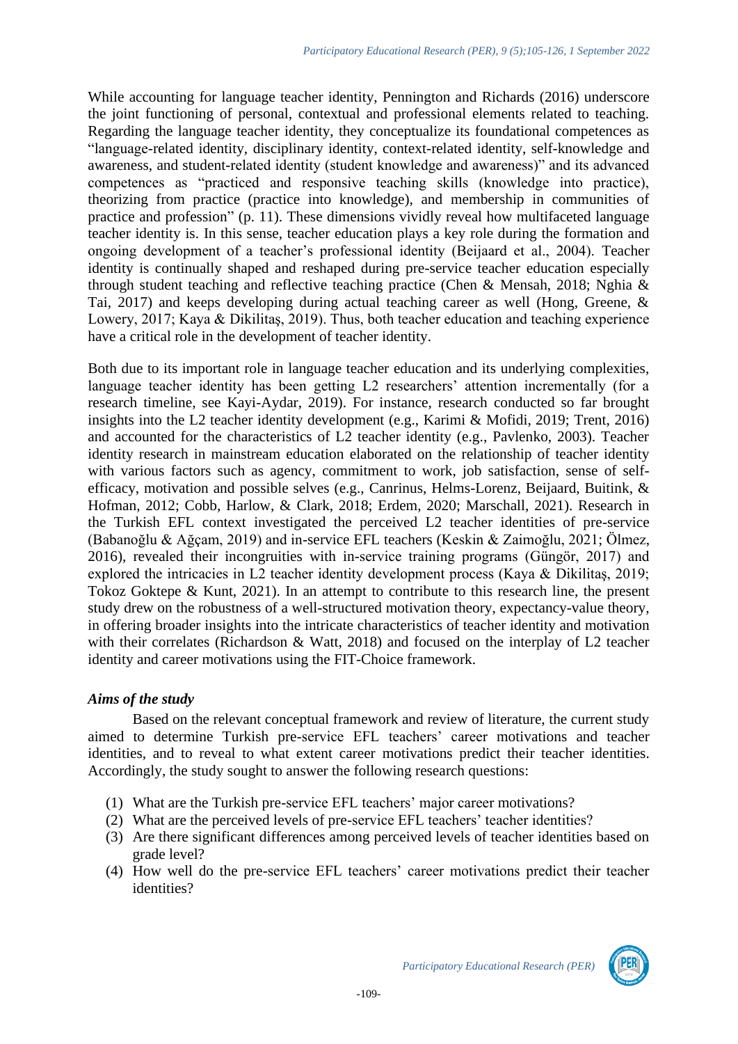While accounting for language teacher identity, Pennington and Richards (2016) underscore the joint functioning of personal, contextual and professional elements related to teaching. Regarding the language teacher identity, they conceptualize its foundational competences as "language-related identity, disciplinary identity, context-related identity, self-knowledge and awareness, and student-related identity (student knowledge and awareness)" and its advanced competences as "practiced and responsive teaching skills (knowledge into practice), theorizing from practice (practice into knowledge), and membership in communities of practice and profession" (p. 11). These dimensions vividly reveal how multifaceted language teacher identity is. In this sense, teacher education plays a key role during the formation and ongoing development of a teacher's professional identity (Beijaard et al., 2004). Teacher identity is continually shaped and reshaped during pre-service teacher education especially through student teaching and reflective teaching practice (Chen & Mensah, 2018; Nghia & Tai, 2017) and keeps developing during actual teaching career as well (Hong, Greene, & Lowery, 2017; Kaya & Dikilitaş, 2019). Thus, both teacher education and teaching experience have a critical role in the development of teacher identity.

Both due to its important role in language teacher education and its underlying complexities, language teacher identity has been getting L2 researchers' attention incrementally (for a research timeline, see Kayi-Aydar, 2019). For instance, research conducted so far brought insights into the L2 teacher identity development (e.g., Karimi & Mofidi, 2019; Trent, 2016) and accounted for the characteristics of L2 teacher identity (e.g., Pavlenko, 2003). Teacher identity research in mainstream education elaborated on the relationship of teacher identity with various factors such as agency, commitment to work, job satisfaction, sense of self-efficacy, motivation and possible selves (e.g., Canrinus, Helms-Lorenz, Beijaard, Buitink, & Hofman, 2012; Cobb, Harlow, & Clark, 2018; Erdem, 2020; Marschall, 2021). Research in the Turkish EFL context investigated the perceived L2 teacher identities of pre-service (Babanoğlu & Ağçam, 2019) and in-service EFL teachers (Keskin & Zaimoğlu, 2021; Ölmez, 2016), revealed their incongruities with in-service training programs (Güngör, 2017) and explored the intricacies in L2 teacher identity development process (Kaya & Dikilitaş, 2019; Tokoz Goktepe & Kunt, 2021). In an attempt to contribute to this research line, the present study drew on the robustness of a well-structured motivation theory, expectancy-value theory, in offering broader insights into the intricate characteristics of teacher identity and motivation with their correlates (Richardson & Watt, 2018) and focused on the interplay of L2 teacher identity and career motivations using the FIT-Choice framework.

### *Aims of the study*

Based on the relevant conceptual framework and review of literature, the current study aimed to determine Turkish pre-service EFL teachers' career motivations and teacher identities, and to reveal to what extent career motivations predict their teacher identities. Accordingly, the study sought to answer the following research questions:

(1) What are the Turkish pre-service EFL teachers' major career motivations?
(2) What are the perceived levels of pre-service EFL teachers' teacher identities?
(3) Are there significant differences among perceived levels of teacher identities based on grade level?
(4) How well do the pre-service EFL teachers' career motivations predict their teacher identities?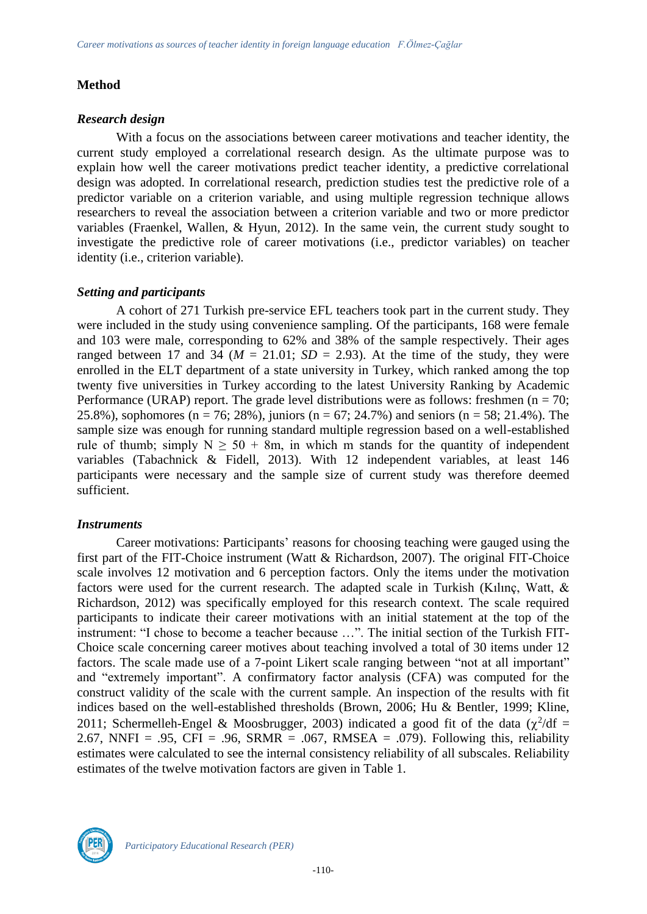## Method

### *Research design*

With a focus on the associations between career motivations and teacher identity, the current study employed a correlational research design. As the ultimate purpose was to explain how well the career motivations predict teacher identity, a predictive correlational design was adopted. In correlational research, prediction studies test the predictive role of a predictor variable on a criterion variable, and using multiple regression technique allows researchers to reveal the association between a criterion variable and two or more predictor variables (Fraenkel, Wallen, & Hyun, 2012). In the same vein, the current study sought to investigate the predictive role of career motivations (i.e., predictor variables) on teacher identity (i.e., criterion variable).

### *Setting and participants*

A cohort of 271 Turkish pre-service EFL teachers took part in the current study. They were included in the study using convenience sampling. Of the participants, 168 were female and 103 were male, corresponding to 62% and 38% of the sample respectively. Their ages ranged between 17 and 34 ($M$ = 21.01; $SD$ = 2.93). At the time of the study, they were enrolled in the ELT department of a state university in Turkey, which ranked among the top twenty five universities in Turkey according to the latest University Ranking by Academic Performance (URAP) report. The grade level distributions were as follows: freshmen (n = 70; 25.8%), sophomores (n = 76; 28%), juniors (n = 67; 24.7%) and seniors (n = 58; 21.4%). The sample size was enough for running standard multiple regression based on a well-established rule of thumb; simply $N \geq 50 + 8m$, in which m stands for the quantity of independent variables (Tabachnick & Fidell, 2013). With 12 independent variables, at least 146 participants were necessary and the sample size of current study was therefore deemed sufficient.

### *Instruments*

Career motivations: Participants' reasons for choosing teaching were gauged using the first part of the FIT-Choice instrument (Watt & Richardson, 2007). The original FIT-Choice scale involves 12 motivation and 6 perception factors. Only the items under the motivation factors were used for the current research. The adapted scale in Turkish (Kılınç, Watt, & Richardson, 2012) was specifically employed for this research context. The scale required participants to indicate their career motivations with an initial statement at the top of the instrument: "I chose to become a teacher because …". The initial section of the Turkish FIT-Choice scale concerning career motives about teaching involved a total of 30 items under 12 factors. The scale made use of a 7-point Likert scale ranging between "not at all important" and "extremely important". A confirmatory factor analysis (CFA) was computed for the construct validity of the scale with the current sample. An inspection of the results with fit indices based on the well-established thresholds (Brown, 2006; Hu & Bentler, 1999; Kline, 2011; Schermelleh-Engel & Moosbrugger, 2003) indicated a good fit of the data ($\chi^2/df$ = 2.67, NNFI = .95, CFI = .96, SRMR = .067, RMSEA = .079). Following this, reliability estimates were calculated to see the internal consistency reliability of all subscales. Reliability estimates of the twelve motivation factors are given in Table 1.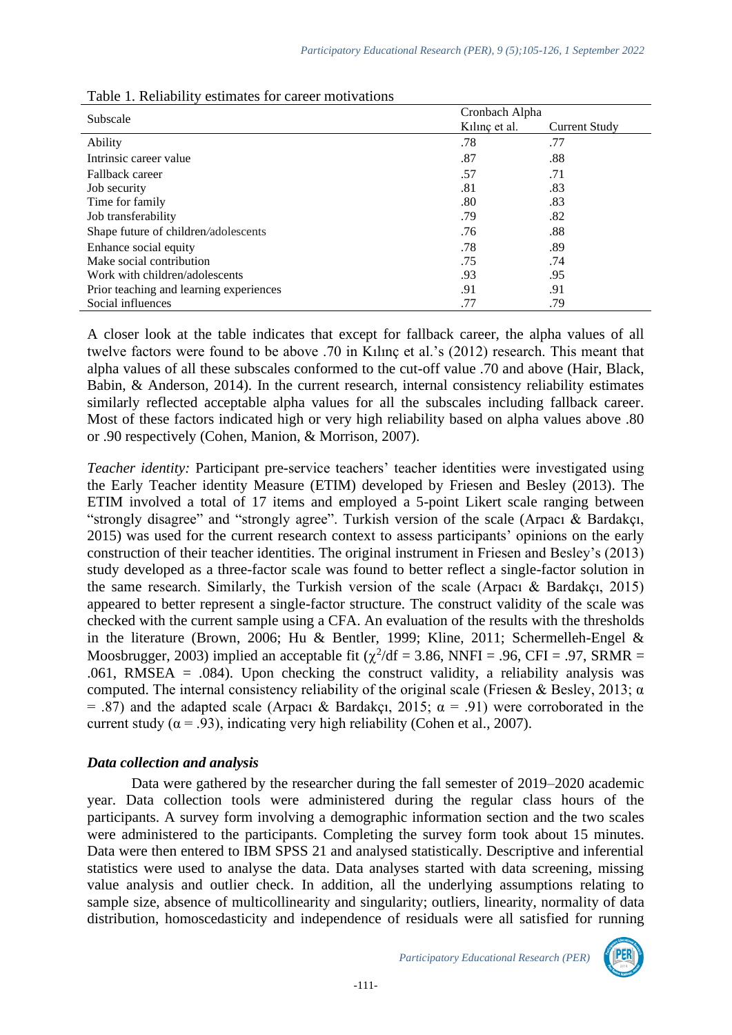Table 1. Reliability estimates for career motivations

| Subscale | Cronbach Alpha | |
|---|---|---|
| | Kılınç et al. | Current Study |
| Ability | .78 | .77 |
| Intrinsic career value | .87 | .88 |
| Fallback career | .57 | .71 |
| Job security | .81 | .83 |
| Time for family | .80 | .83 |
| Job transferability | .79 | .82 |
| Shape future of children/adolescents | .76 | .88 |
| Enhance social equity | .78 | .89 |
| Make social contribution | .75 | .74 |
| Work with children/adolescents | .93 | .95 |
| Prior teaching and learning experiences | .91 | .91 |
| Social influences | .77 | .79 |

A closer look at the table indicates that except for fallback career, the alpha values of all twelve factors were found to be above .70 in Kılınç et al.'s (2012) research. This meant that alpha values of all these subscales conformed to the cut-off value .70 and above (Hair, Black, Babin, & Anderson, 2014). In the current research, internal consistency reliability estimates similarly reflected acceptable alpha values for all the subscales including fallback career. Most of these factors indicated high or very high reliability based on alpha values above .80 or .90 respectively (Cohen, Manion, & Morrison, 2007).

*Teacher identity:* Participant pre-service teachers' teacher identities were investigated using the Early Teacher identity Measure (ETIM) developed by Friesen and Besley (2013). The ETIM involved a total of 17 items and employed a 5-point Likert scale ranging between "strongly disagree" and "strongly agree". Turkish version of the scale (Arpacı & Bardakçı, 2015) was used for the current research context to assess participants' opinions on the early construction of their teacher identities. The original instrument in Friesen and Besley's (2013) study developed as a three-factor scale was found to better reflect a single-factor solution in the same research. Similarly, the Turkish version of the scale (Arpacı & Bardakçı, 2015) appeared to better represent a single-factor structure. The construct validity of the scale was checked with the current sample using a CFA. An evaluation of the results with the thresholds in the literature (Brown, 2006; Hu & Bentler, 1999; Kline, 2011; Schermelleh-Engel & Moosbrugger, 2003) implied an acceptable fit ($\chi^2/df = 3.86$, NNFI = .96, CFI = .97, SRMR = .061, RMSEA = .084). Upon checking the construct validity, a reliability analysis was computed. The internal consistency reliability of the original scale (Friesen & Besley, 2013; $\alpha = .87$) and the adapted scale (Arpacı & Bardakçı, 2015; $\alpha = .91$) were corroborated in the current study ($\alpha = .93$), indicating very high reliability (Cohen et al., 2007).

### *Data collection and analysis*

Data were gathered by the researcher during the fall semester of 2019–2020 academic year. Data collection tools were administered during the regular class hours of the participants. A survey form involving a demographic information section and the two scales were administered to the participants. Completing the survey form took about 15 minutes. Data were then entered to IBM SPSS 21 and analysed statistically. Descriptive and inferential statistics were used to analyse the data. Data analyses started with data screening, missing value analysis and outlier check. In addition, all the underlying assumptions relating to sample size, absence of multicollinearity and singularity; outliers, linearity, normality of data distribution, homoscedasticity and independence of residuals were all satisfied for running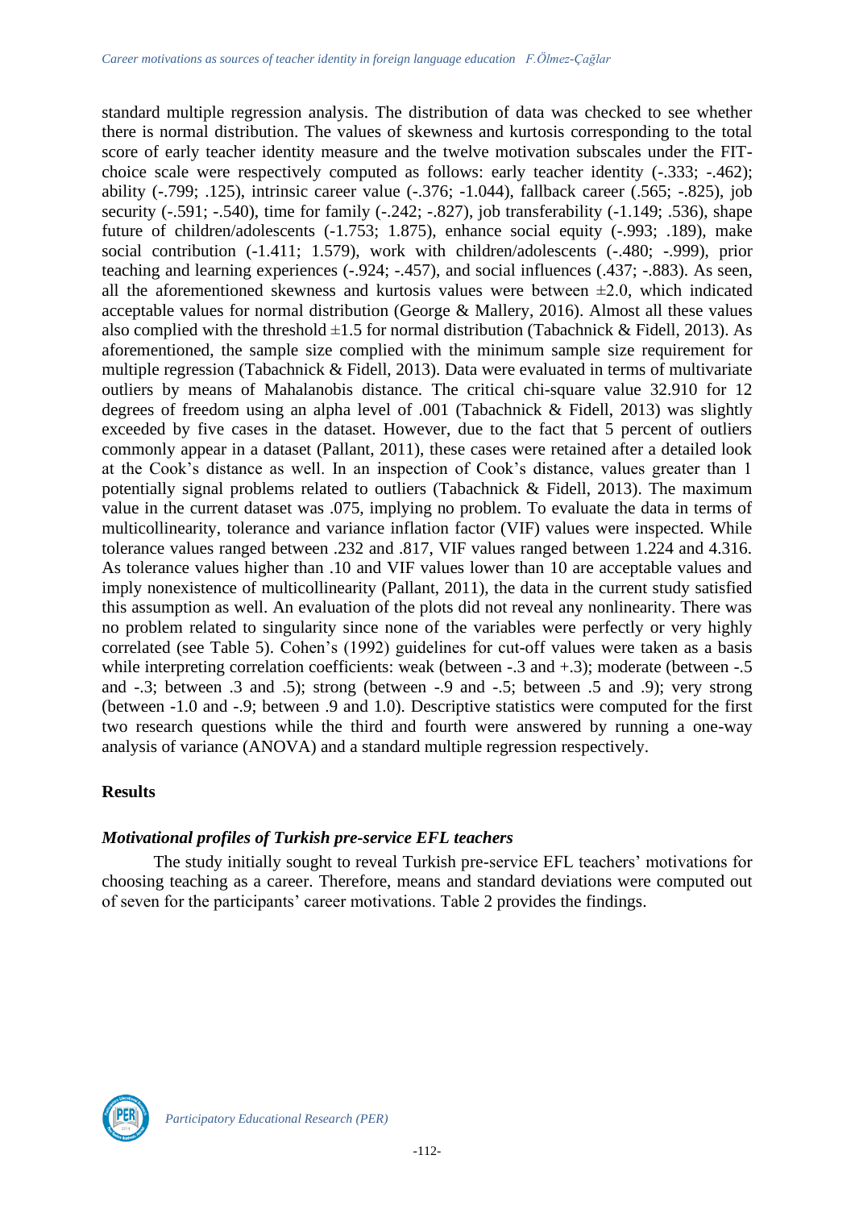standard multiple regression analysis. The distribution of data was checked to see whether there is normal distribution. The values of skewness and kurtosis corresponding to the total score of early teacher identity measure and the twelve motivation subscales under the FIT-choice scale were respectively computed as follows: early teacher identity (-.333; -.462); ability (-.799; .125), intrinsic career value (-.376; -1.044), fallback career (.565; -.825), job security (-.591; -.540), time for family (-.242; -.827), job transferability (-1.149; .536), shape future of children/adolescents (-1.753; 1.875), enhance social equity (-.993; .189), make social contribution (-1.411; 1.579), work with children/adolescents (-.480; -.999), prior teaching and learning experiences (-.924; -.457), and social influences (.437; -.883). As seen, all the aforementioned skewness and kurtosis values were between ±2.0, which indicated acceptable values for normal distribution (George & Mallery, 2016). Almost all these values also complied with the threshold ±1.5 for normal distribution (Tabachnick & Fidell, 2013). As aforementioned, the sample size complied with the minimum sample size requirement for multiple regression (Tabachnick & Fidell, 2013). Data were evaluated in terms of multivariate outliers by means of Mahalanobis distance. The critical chi-square value 32.910 for 12 degrees of freedom using an alpha level of .001 (Tabachnick & Fidell, 2013) was slightly exceeded by five cases in the dataset. However, due to the fact that 5 percent of outliers commonly appear in a dataset (Pallant, 2011), these cases were retained after a detailed look at the Cook's distance as well. In an inspection of Cook's distance, values greater than 1 potentially signal problems related to outliers (Tabachnick & Fidell, 2013). The maximum value in the current dataset was .075, implying no problem. To evaluate the data in terms of multicollinearity, tolerance and variance inflation factor (VIF) values were inspected. While tolerance values ranged between .232 and .817, VIF values ranged between 1.224 and 4.316. As tolerance values higher than .10 and VIF values lower than 10 are acceptable values and imply nonexistence of multicollinearity (Pallant, 2011), the data in the current study satisfied this assumption as well. An evaluation of the plots did not reveal any nonlinearity. There was no problem related to singularity since none of the variables were perfectly or very highly correlated (see Table 5). Cohen's (1992) guidelines for cut-off values were taken as a basis while interpreting correlation coefficients: weak (between -.3 and +.3); moderate (between -.5 and -.3; between .3 and .5); strong (between -.9 and -.5; between .5 and .9); very strong (between -1.0 and -.9; between .9 and 1.0). Descriptive statistics were computed for the first two research questions while the third and fourth were answered by running a one-way analysis of variance (ANOVA) and a standard multiple regression respectively.

## Results

### *Motivational profiles of Turkish pre-service EFL teachers*

The study initially sought to reveal Turkish pre-service EFL teachers' motivations for choosing teaching as a career. Therefore, means and standard deviations were computed out of seven for the participants' career motivations. Table 2 provides the findings.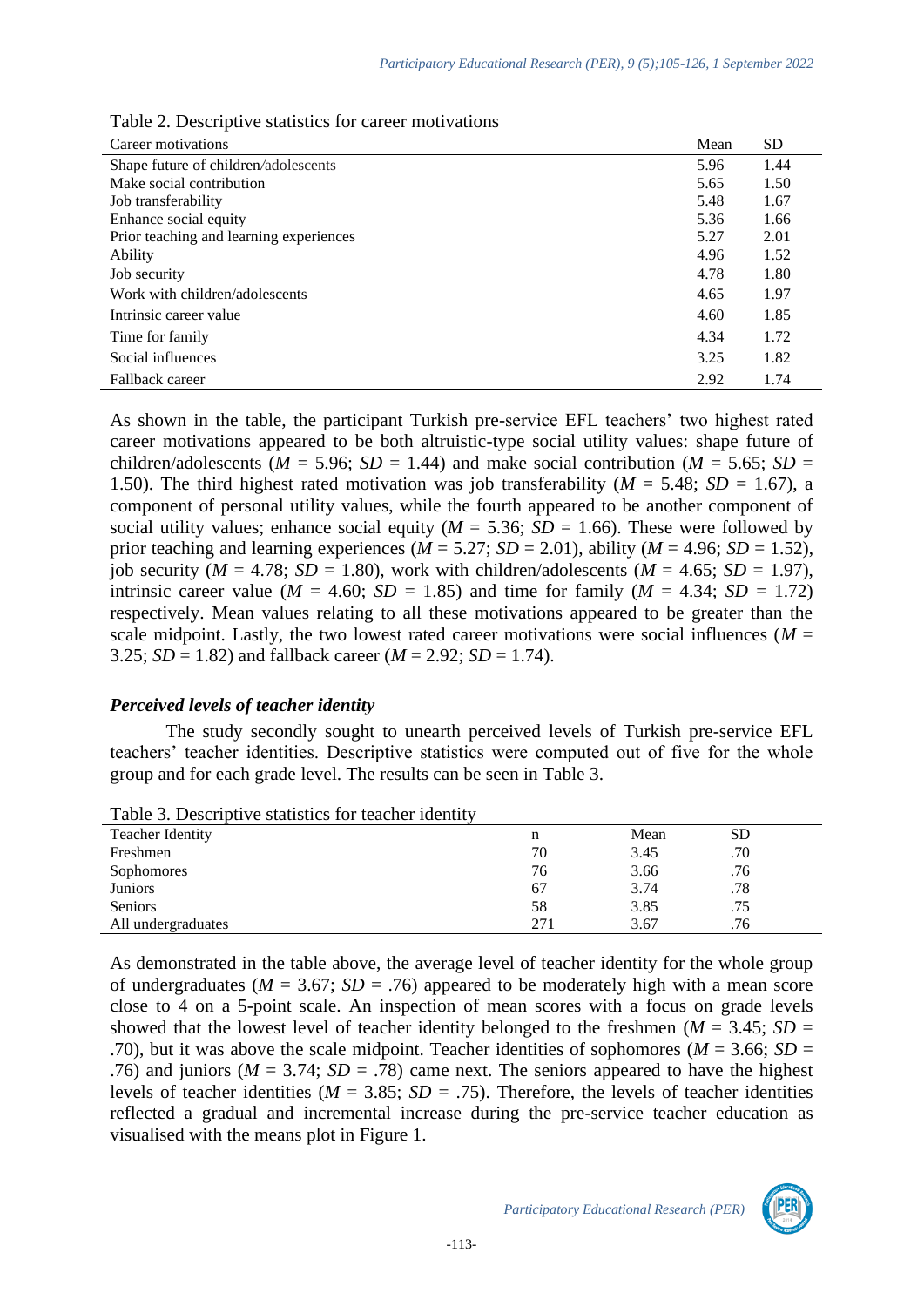Table 2. Descriptive statistics for career motivations

| Career motivations | Mean | SD |
|---|---|---|
| Shape future of children/adolescents | 5.96 | 1.44 |
| Make social contribution | 5.65 | 1.50 |
| Job transferability | 5.48 | 1.67 |
| Enhance social equity | 5.36 | 1.66 |
| Prior teaching and learning experiences | 5.27 | 2.01 |
| Ability | 4.96 | 1.52 |
| Job security | 4.78 | 1.80 |
| Work with children/adolescents | 4.65 | 1.97 |
| Intrinsic career value | 4.60 | 1.85 |
| Time for family | 4.34 | 1.72 |
| Social influences | 3.25 | 1.82 |
| Fallback career | 2.92 | 1.74 |

As shown in the table, the participant Turkish pre-service EFL teachers' two highest rated career motivations appeared to be both altruistic-type social utility values: shape future of children/adolescents (*M* = 5.96; *SD* = 1.44) and make social contribution (*M* = 5.65; *SD* = 1.50). The third highest rated motivation was job transferability (*M* = 5.48; *SD* = 1.67), a component of personal utility values, while the fourth appeared to be another component of social utility values; enhance social equity (*M* = 5.36; *SD* = 1.66). These were followed by prior teaching and learning experiences (*M* = 5.27; *SD* = 2.01), ability (*M* = 4.96; *SD* = 1.52), job security (*M* = 4.78; *SD* = 1.80), work with children/adolescents (*M* = 4.65; *SD* = 1.97), intrinsic career value (*M* = 4.60; *SD* = 1.85) and time for family (*M* = 4.34; *SD* = 1.72) respectively. Mean values relating to all these motivations appeared to be greater than the scale midpoint. Lastly, the two lowest rated career motivations were social influences (*M* = 3.25; *SD* = 1.82) and fallback career (*M* = 2.92; *SD* = 1.74).

### *Perceived levels of teacher identity*

The study secondly sought to unearth perceived levels of Turkish pre-service EFL teachers' teacher identities. Descriptive statistics were computed out of five for the whole group and for each grade level. The results can be seen in Table 3.

Table 3. Descriptive statistics for teacher identity

| Teacher Identity | n | Mean | SD |
|---|---|---|---|
| Freshmen | 70 | 3.45 | .70 |
| Sophomores | 76 | 3.66 | .76 |
| Juniors | 67 | 3.74 | .78 |
| Seniors | 58 | 3.85 | .75 |
| All undergraduates | 271 | 3.67 | .76 |

As demonstrated in the table above, the average level of teacher identity for the whole group of undergraduates (*M* = 3.67; *SD* = .76) appeared to be moderately high with a mean score close to 4 on a 5-point scale. An inspection of mean scores with a focus on grade levels showed that the lowest level of teacher identity belonged to the freshmen (*M* = 3.45; *SD* = .70), but it was above the scale midpoint. Teacher identities of sophomores (*M* = 3.66; *SD* = .76) and juniors (*M* = 3.74; *SD* = .78) came next. The seniors appeared to have the highest levels of teacher identities (*M* = 3.85; *SD* = .75). Therefore, the levels of teacher identities reflected a gradual and incremental increase during the pre-service teacher education as visualised with the means plot in Figure 1.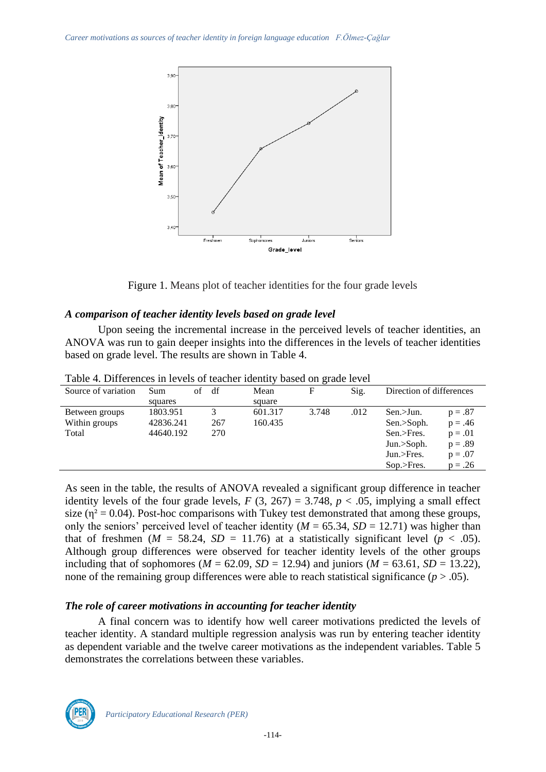Figure 1. Means plot of teacher identities for the four grade levels

### *A comparison of teacher identity levels based on grade level*

Upon seeing the incremental increase in the perceived levels of teacher identities, an ANOVA was run to gain deeper insights into the differences in the levels of teacher identities based on grade level. The results are shown in Table 4.

Table 4. Differences in levels of teacher identity based on grade level

| Source of variation | Sum of squares | df | Mean square | F | Sig. | Direction of differences | |
|---|---|---|---|---|---|---|---|
| Between groups | 1803.951 | 3 | 601.317 | 3.748 | .012 | Sen.>Jun. | p = .87 |
| Within groups | 42836.241 | 267 | 160.435 | | | Sen.>Soph. | p = .46 |
| Total | 44640.192 | 270 | | | | Sen.>Fres. | p = .01 |
| | | | | | | Jun.>Soph. | p = .89 |
| | | | | | | Jun.>Fres. | p = .07 |
| | | | | | | Sop.>Fres. | p = .26 |

As seen in the table, the results of ANOVA revealed a significant group difference in teacher identity levels of the four grade levels, $F$ (3, 267) = 3.748, $p < .05$, implying a small effect size ($\eta^2 = 0.04$). Post-hoc comparisons with Tukey test demonstrated that among these groups, only the seniors' perceived level of teacher identity ($M$ = 65.34, $SD$ = 12.71) was higher than that of freshmen ($M$ = 58.24, $SD$ = 11.76) at a statistically significant level ($p < .05$). Although group differences were observed for teacher identity levels of the other groups including that of sophomores ($M$ = 62.09, $SD$ = 12.94) and juniors ($M$ = 63.61, $SD$ = 13.22), none of the remaining group differences were able to reach statistical significance ($p > .05$).

### *The role of career motivations in accounting for teacher identity*

A final concern was to identify how well career motivations predicted the levels of teacher identity. A standard multiple regression analysis was run by entering teacher identity as dependent variable and the twelve career motivations as the independent variables. Table 5 demonstrates the correlations between these variables.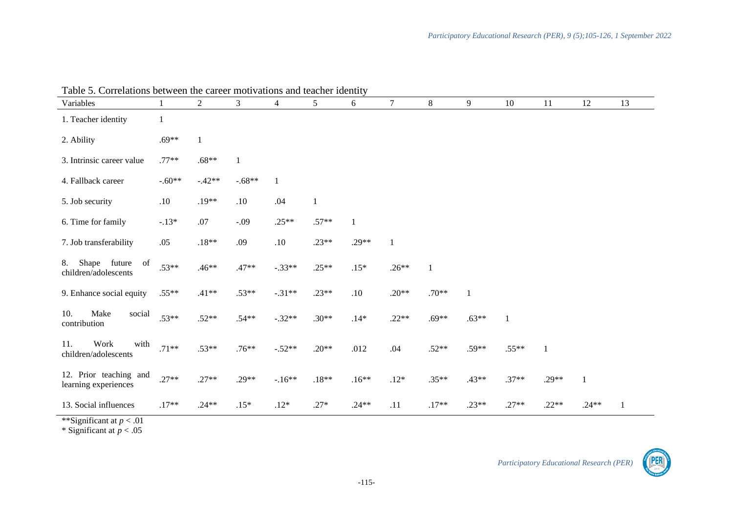Table 5. Correlations between the career motivations and teacher identity

| Variables | 1 | 2 | 3 | 4 | 5 | 6 | 7 | 8 | 9 | 10 | 11 | 12 | 13 |
|---|---|---|---|---|---|---|---|---|---|---|---|---|---|
| 1. Teacher identity | 1 | | | | | | | | | | | | |
| 2. Ability | .69** | 1 | | | | | | | | | | | |
| 3. Intrinsic career value | .77** | .68** | 1 | | | | | | | | | | |
| 4. Fallback career | -.60** | -.42** | -.68** | 1 | | | | | | | | | |
| 5. Job security | .10 | .19** | .10 | .04 | 1 | | | | | | | | |
| 6. Time for family | -.13* | .07 | -.09 | .25** | .57** | 1 | | | | | | | |
| 7. Job transferability | .05 | .18** | .09 | .10 | .23** | .29** | 1 | | | | | | |
| 8. Shape future of children/adolescents | .53** | .46** | .47** | -.33** | .25** | .15* | .26** | 1 | | | | | |
| 9. Enhance social equity | .55** | .41** | .53** | -.31** | .23** | .10 | .20** | .70** | 1 | | | | |
| 10. Make social contribution | .53** | .52** | .54** | -.32** | .30** | .14* | .22** | .69** | .63** | 1 | | | |
| 11. Work with children/adolescents | .71** | .53** | .76** | -.52** | .20** | .012 | .04 | .52** | .59** | .55** | 1 | | |
| 12. Prior teaching and learning experiences | .27** | .27** | .29** | -.16** | .18** | .16** | .12* | .35** | .43** | .37** | .29** | 1 | |
| 13. Social influences | .17** | .24** | .15* | .12* | .27* | .24** | .11 | .17** | .23** | .27** | .22** | .24** | 1 |

**Significant at $p < .01$

* Significant at $p < .05$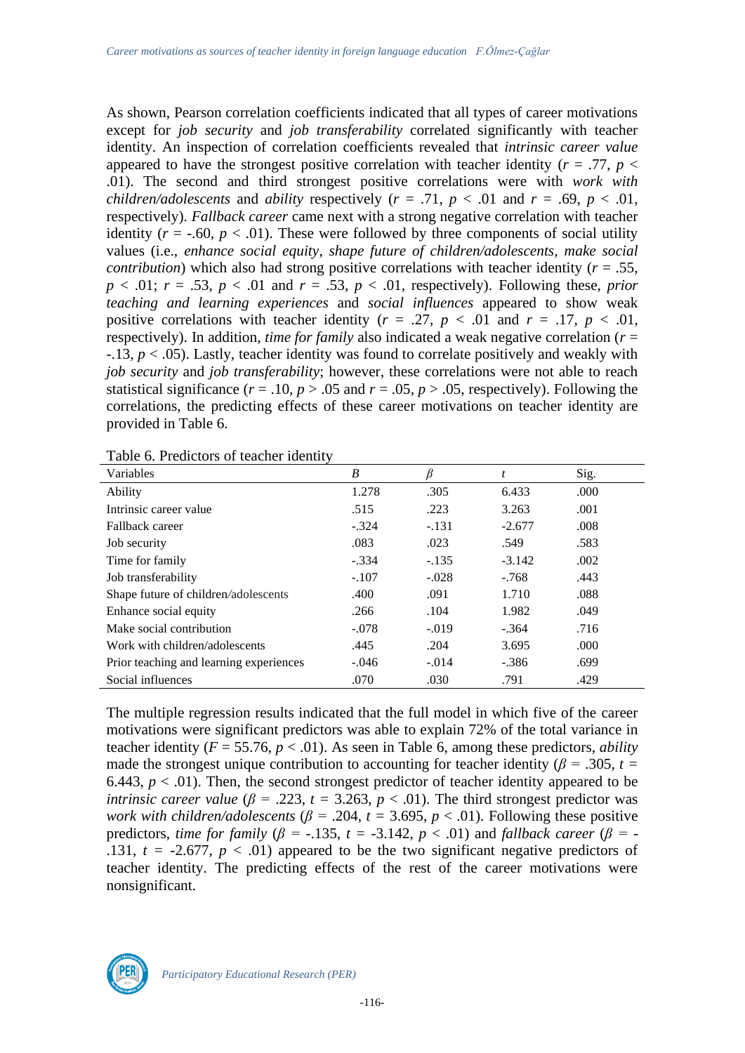As shown, Pearson correlation coefficients indicated that all types of career motivations except for *job security* and *job transferability* correlated significantly with teacher identity. An inspection of correlation coefficients revealed that *intrinsic career value* appeared to have the strongest positive correlation with teacher identity ($r$ = .77, $p$ < .01). The second and third strongest positive correlations were with *work with children/adolescents* and *ability* respectively ($r$ = .71, $p$ < .01 and $r$ = .69, $p$ < .01, respectively). *Fallback career* came next with a strong negative correlation with teacher identity ($r$ = -.60, $p$ < .01). These were followed by three components of social utility values (i.e., *enhance social equity*, *shape future of children/adolescents*, *make social contribution*) which also had strong positive correlations with teacher identity ($r$ = .55, $p$ < .01; $r$ = .53, $p$ < .01 and $r$ = .53, $p$ < .01, respectively). Following these, *prior teaching and learning experiences* and *social influences* appeared to show weak positive correlations with teacher identity ($r$ = .27, $p$ < .01 and $r$ = .17, $p$ < .01, respectively). In addition, *time for family* also indicated a weak negative correlation ($r$ = -.13, $p$ < .05). Lastly, teacher identity was found to correlate positively and weakly with *job security* and *job transferability*; however, these correlations were not able to reach statistical significance ($r$ = .10, $p$ > .05 and $r$ = .05, $p$ > .05, respectively). Following the correlations, the predicting effects of these career motivations on teacher identity are provided in Table 6.

Table 6. Predictors of teacher identity

| Variables | $B$ | $\beta$ | $t$ | Sig. |
|---|---|---|---|---|
| Ability | 1.278 | .305 | 6.433 | .000 |
| Intrinsic career value | .515 | .223 | 3.263 | .001 |
| Fallback career | -.324 | -.131 | -2.677 | .008 |
| Job security | .083 | .023 | .549 | .583 |
| Time for family | -.334 | -.135 | -3.142 | .002 |
| Job transferability | -.107 | -.028 | -.768 | .443 |
| Shape future of children/adolescents | .400 | .091 | 1.710 | .088 |
| Enhance social equity | .266 | .104 | 1.982 | .049 |
| Make social contribution | -.078 | -.019 | -.364 | .716 |
| Work with children/adolescents | .445 | .204 | 3.695 | .000 |
| Prior teaching and learning experiences | -.046 | -.014 | -.386 | .699 |
| Social influences | .070 | .030 | .791 | .429 |

The multiple regression results indicated that the full model in which five of the career motivations were significant predictors was able to explain 72% of the total variance in teacher identity ($F$ = 55.76, $p$ < .01). As seen in Table 6, among these predictors, *ability* made the strongest unique contribution to accounting for teacher identity ($\beta$ = .305, $t$ = 6.443, $p$ < .01). Then, the second strongest predictor of teacher identity appeared to be *intrinsic career value* ($\beta$ = .223, $t$ = 3.263, $p$ < .01). The third strongest predictor was *work with children/adolescents* ($\beta$ = .204, $t$ = 3.695, $p$ < .01). Following these positive predictors, *time for family* ($\beta$ = -.135, $t$ = -3.142, $p$ < .01) and *fallback career* ($\beta$ = -.131, $t$ = -2.677, $p$ < .01) appeared to be the two significant negative predictors of teacher identity. The predicting effects of the rest of the career motivations were nonsignificant.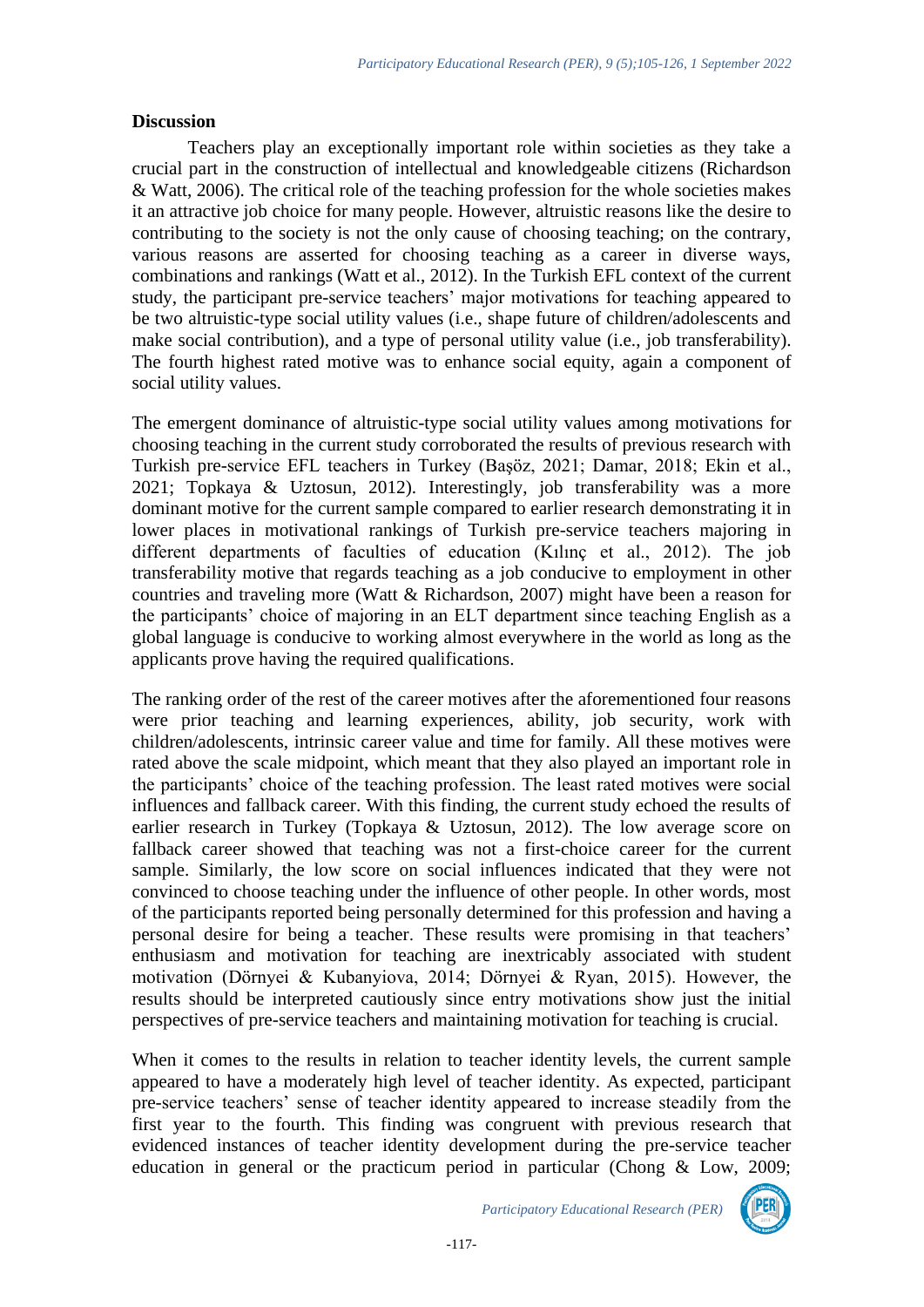## Discussion

Teachers play an exceptionally important role within societies as they take a crucial part in the construction of intellectual and knowledgeable citizens (Richardson & Watt, 2006). The critical role of the teaching profession for the whole societies makes it an attractive job choice for many people. However, altruistic reasons like the desire to contributing to the society is not the only cause of choosing teaching; on the contrary, various reasons are asserted for choosing teaching as a career in diverse ways, combinations and rankings (Watt et al., 2012). In the Turkish EFL context of the current study, the participant pre-service teachers' major motivations for teaching appeared to be two altruistic-type social utility values (i.e., shape future of children/adolescents and make social contribution), and a type of personal utility value (i.e., job transferability). The fourth highest rated motive was to enhance social equity, again a component of social utility values.

The emergent dominance of altruistic-type social utility values among motivations for choosing teaching in the current study corroborated the results of previous research with Turkish pre-service EFL teachers in Turkey (Başöz, 2021; Damar, 2018; Ekin et al., 2021; Topkaya & Uztosun, 2012). Interestingly, job transferability was a more dominant motive for the current sample compared to earlier research demonstrating it in lower places in motivational rankings of Turkish pre-service teachers majoring in different departments of faculties of education (Kılınç et al., 2012). The job transferability motive that regards teaching as a job conducive to employment in other countries and traveling more (Watt & Richardson, 2007) might have been a reason for the participants' choice of majoring in an ELT department since teaching English as a global language is conducive to working almost everywhere in the world as long as the applicants prove having the required qualifications.

The ranking order of the rest of the career motives after the aforementioned four reasons were prior teaching and learning experiences, ability, job security, work with children/adolescents, intrinsic career value and time for family. All these motives were rated above the scale midpoint, which meant that they also played an important role in the participants' choice of the teaching profession. The least rated motives were social influences and fallback career. With this finding, the current study echoed the results of earlier research in Turkey (Topkaya & Uztosun, 2012). The low average score on fallback career showed that teaching was not a first-choice career for the current sample. Similarly, the low score on social influences indicated that they were not convinced to choose teaching under the influence of other people. In other words, most of the participants reported being personally determined for this profession and having a personal desire for being a teacher. These results were promising in that teachers' enthusiasm and motivation for teaching are inextricably associated with student motivation (Dörnyei & Kubanyiova, 2014; Dörnyei & Ryan, 2015). However, the results should be interpreted cautiously since entry motivations show just the initial perspectives of pre-service teachers and maintaining motivation for teaching is crucial.

When it comes to the results in relation to teacher identity levels, the current sample appeared to have a moderately high level of teacher identity. As expected, participant pre-service teachers' sense of teacher identity appeared to increase steadily from the first year to the fourth. This finding was congruent with previous research that evidenced instances of teacher identity development during the pre-service teacher education in general or the practicum period in particular (Chong & Low, 2009;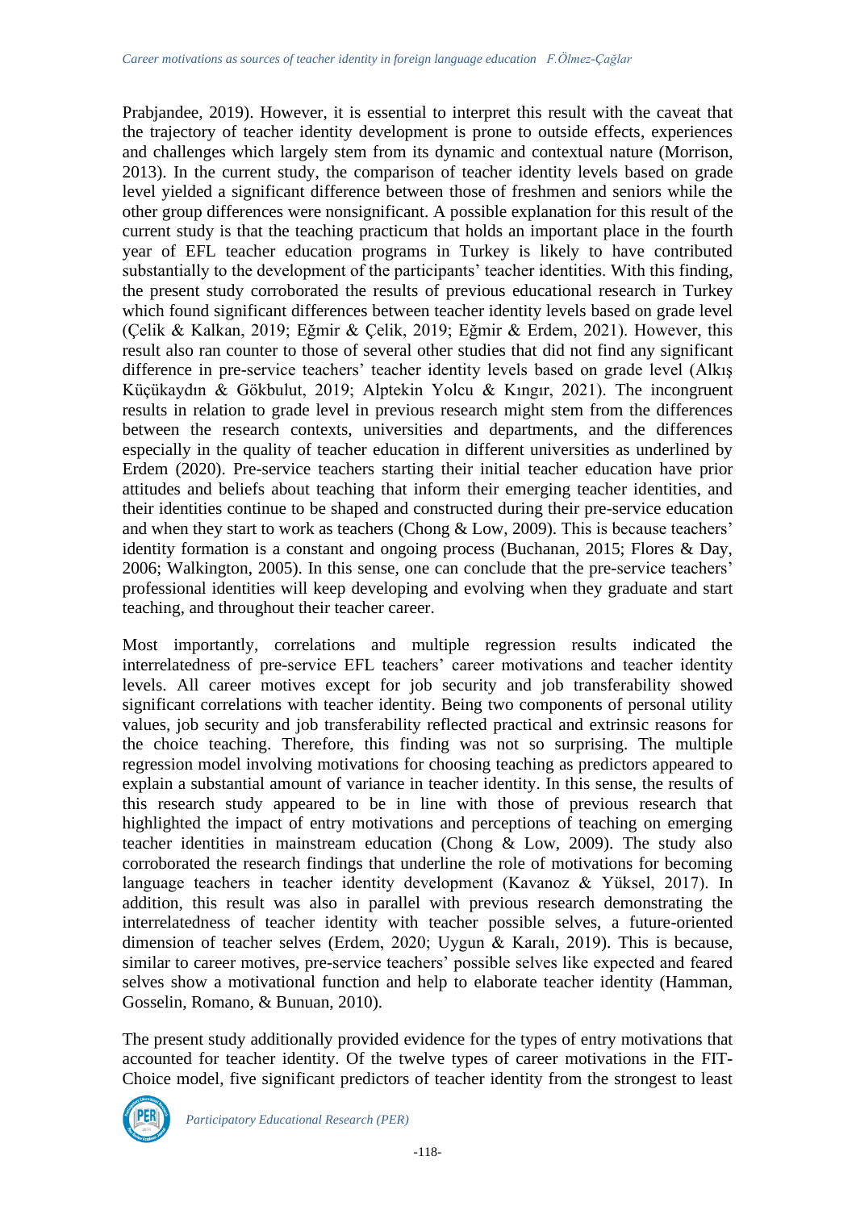Prabjandee, 2019). However, it is essential to interpret this result with the caveat that the trajectory of teacher identity development is prone to outside effects, experiences and challenges which largely stem from its dynamic and contextual nature (Morrison, 2013). In the current study, the comparison of teacher identity levels based on grade level yielded a significant difference between those of freshmen and seniors while the other group differences were nonsignificant. A possible explanation for this result of the current study is that the teaching practicum that holds an important place in the fourth year of EFL teacher education programs in Turkey is likely to have contributed substantially to the development of the participants' teacher identities. With this finding, the present study corroborated the results of previous educational research in Turkey which found significant differences between teacher identity levels based on grade level (Çelik & Kalkan, 2019; Eğmir & Çelik, 2019; Eğmir & Erdem, 2021). However, this result also ran counter to those of several other studies that did not find any significant difference in pre-service teachers' teacher identity levels based on grade level (Alkış Küçükaydın & Gökbulut, 2019; Alptekin Yolcu & Kıngır, 2021). The incongruent results in relation to grade level in previous research might stem from the differences between the research contexts, universities and departments, and the differences especially in the quality of teacher education in different universities as underlined by Erdem (2020). Pre-service teachers starting their initial teacher education have prior attitudes and beliefs about teaching that inform their emerging teacher identities, and their identities continue to be shaped and constructed during their pre-service education and when they start to work as teachers (Chong & Low, 2009). This is because teachers' identity formation is a constant and ongoing process (Buchanan, 2015; Flores & Day, 2006; Walkington, 2005). In this sense, one can conclude that the pre-service teachers' professional identities will keep developing and evolving when they graduate and start teaching, and throughout their teacher career.

Most importantly, correlations and multiple regression results indicated the interrelatedness of pre-service EFL teachers' career motivations and teacher identity levels. All career motives except for job security and job transferability showed significant correlations with teacher identity. Being two components of personal utility values, job security and job transferability reflected practical and extrinsic reasons for the choice teaching. Therefore, this finding was not so surprising. The multiple regression model involving motivations for choosing teaching as predictors appeared to explain a substantial amount of variance in teacher identity. In this sense, the results of this research study appeared to be in line with those of previous research that highlighted the impact of entry motivations and perceptions of teaching on emerging teacher identities in mainstream education (Chong & Low, 2009). The study also corroborated the research findings that underline the role of motivations for becoming language teachers in teacher identity development (Kavanoz & Yüksel, 2017). In addition, this result was also in parallel with previous research demonstrating the interrelatedness of teacher identity with teacher possible selves, a future-oriented dimension of teacher selves (Erdem, 2020; Uygun & Karalı, 2019). This is because, similar to career motives, pre-service teachers' possible selves like expected and feared selves show a motivational function and help to elaborate teacher identity (Hamman, Gosselin, Romano, & Bunuan, 2010).

The present study additionally provided evidence for the types of entry motivations that accounted for teacher identity. Of the twelve types of career motivations in the FIT-Choice model, five significant predictors of teacher identity from the strongest to least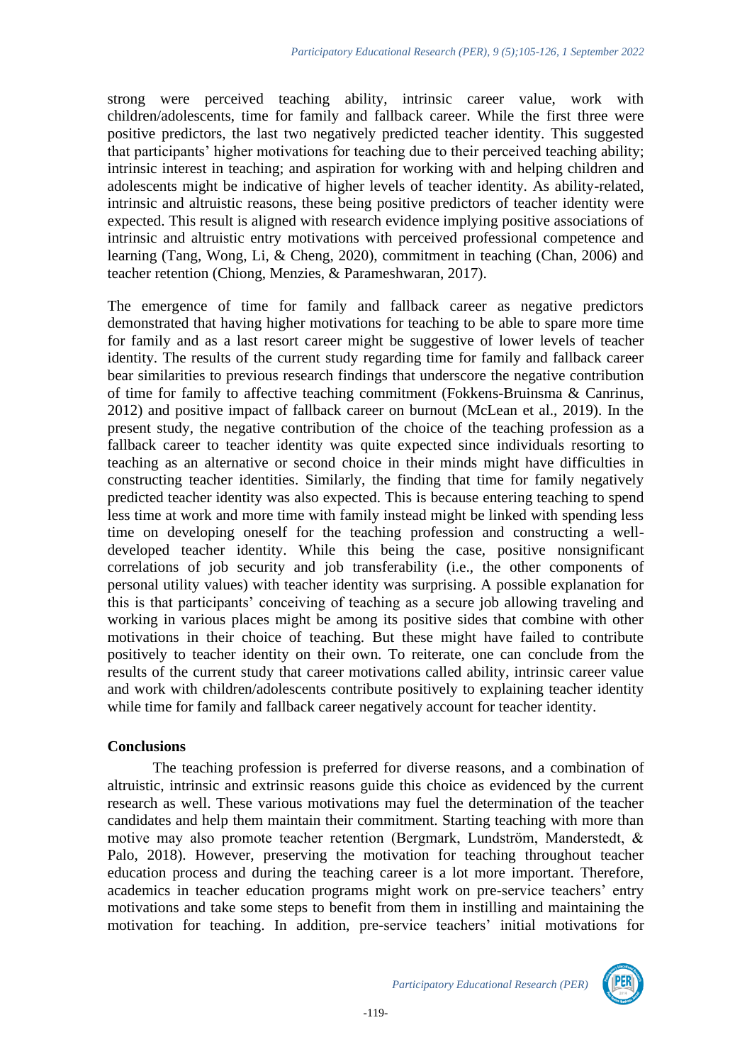strong were perceived teaching ability, intrinsic career value, work with children/adolescents, time for family and fallback career. While the first three were positive predictors, the last two negatively predicted teacher identity. This suggested that participants' higher motivations for teaching due to their perceived teaching ability; intrinsic interest in teaching; and aspiration for working with and helping children and adolescents might be indicative of higher levels of teacher identity. As ability-related, intrinsic and altruistic reasons, these being positive predictors of teacher identity were expected. This result is aligned with research evidence implying positive associations of intrinsic and altruistic entry motivations with perceived professional competence and learning (Tang, Wong, Li, & Cheng, 2020), commitment in teaching (Chan, 2006) and teacher retention (Chiong, Menzies, & Parameshwaran, 2017).

The emergence of time for family and fallback career as negative predictors demonstrated that having higher motivations for teaching to be able to spare more time for family and as a last resort career might be suggestive of lower levels of teacher identity. The results of the current study regarding time for family and fallback career bear similarities to previous research findings that underscore the negative contribution of time for family to affective teaching commitment (Fokkens-Bruinsma & Canrinus, 2012) and positive impact of fallback career on burnout (McLean et al., 2019). In the present study, the negative contribution of the choice of the teaching profession as a fallback career to teacher identity was quite expected since individuals resorting to teaching as an alternative or second choice in their minds might have difficulties in constructing teacher identities. Similarly, the finding that time for family negatively predicted teacher identity was also expected. This is because entering teaching to spend less time at work and more time with family instead might be linked with spending less time on developing oneself for the teaching profession and constructing a well-developed teacher identity. While this being the case, positive nonsignificant correlations of job security and job transferability (i.e., the other components of personal utility values) with teacher identity was surprising. A possible explanation for this is that participants' conceiving of teaching as a secure job allowing traveling and working in various places might be among its positive sides that combine with other motivations in their choice of teaching. But these might have failed to contribute positively to teacher identity on their own. To reiterate, one can conclude from the results of the current study that career motivations called ability, intrinsic career value and work with children/adolescents contribute positively to explaining teacher identity while time for family and fallback career negatively account for teacher identity.

## Conclusions

The teaching profession is preferred for diverse reasons, and a combination of altruistic, intrinsic and extrinsic reasons guide this choice as evidenced by the current research as well. These various motivations may fuel the determination of the teacher candidates and help them maintain their commitment. Starting teaching with more than motive may also promote teacher retention (Bergmark, Lundström, Manderstedt, & Palo, 2018). However, preserving the motivation for teaching throughout teacher education process and during the teaching career is a lot more important. Therefore, academics in teacher education programs might work on pre-service teachers' entry motivations and take some steps to benefit from them in instilling and maintaining the motivation for teaching. In addition, pre-service teachers' initial motivations for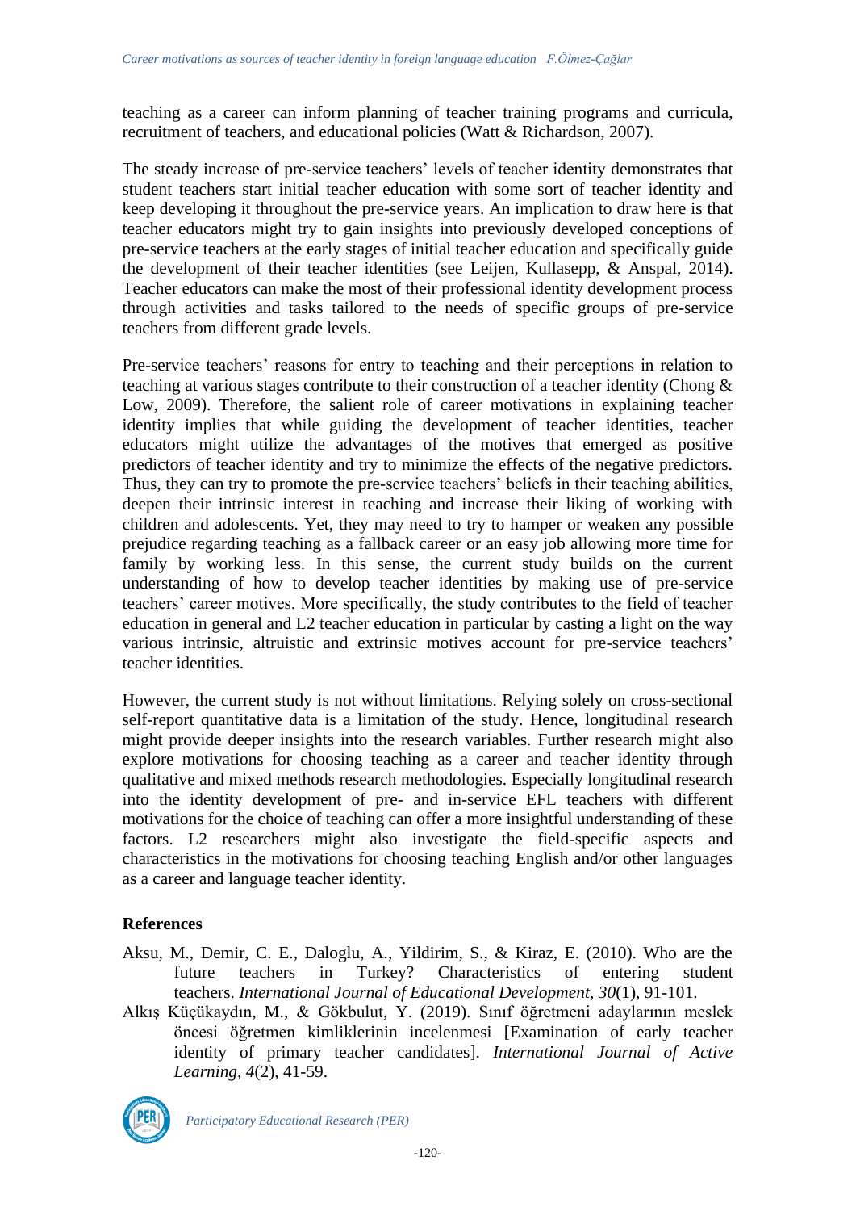teaching as a career can inform planning of teacher training programs and curricula, recruitment of teachers, and educational policies (Watt & Richardson, 2007).

The steady increase of pre-service teachers' levels of teacher identity demonstrates that student teachers start initial teacher education with some sort of teacher identity and keep developing it throughout the pre-service years. An implication to draw here is that teacher educators might try to gain insights into previously developed conceptions of pre-service teachers at the early stages of initial teacher education and specifically guide the development of their teacher identities (see Leijen, Kullasepp, & Anspal, 2014). Teacher educators can make the most of their professional identity development process through activities and tasks tailored to the needs of specific groups of pre-service teachers from different grade levels.

Pre-service teachers' reasons for entry to teaching and their perceptions in relation to teaching at various stages contribute to their construction of a teacher identity (Chong & Low, 2009). Therefore, the salient role of career motivations in explaining teacher identity implies that while guiding the development of teacher identities, teacher educators might utilize the advantages of the motives that emerged as positive predictors of teacher identity and try to minimize the effects of the negative predictors. Thus, they can try to promote the pre-service teachers' beliefs in their teaching abilities, deepen their intrinsic interest in teaching and increase their liking of working with children and adolescents. Yet, they may need to try to hamper or weaken any possible prejudice regarding teaching as a fallback career or an easy job allowing more time for family by working less. In this sense, the current study builds on the current understanding of how to develop teacher identities by making use of pre-service teachers' career motives. More specifically, the study contributes to the field of teacher education in general and L2 teacher education in particular by casting a light on the way various intrinsic, altruistic and extrinsic motives account for pre-service teachers' teacher identities.

However, the current study is not without limitations. Relying solely on cross-sectional self-report quantitative data is a limitation of the study. Hence, longitudinal research might provide deeper insights into the research variables. Further research might also explore motivations for choosing teaching as a career and teacher identity through qualitative and mixed methods research methodologies. Especially longitudinal research into the identity development of pre- and in-service EFL teachers with different motivations for the choice of teaching can offer a more insightful understanding of these factors. L2 researchers might also investigate the field-specific aspects and characteristics in the motivations for choosing teaching English and/or other languages as a career and language teacher identity.

## References

Aksu, M., Demir, C. E., Daloglu, A., Yildirim, S., & Kiraz, E. (2010). Who are the future teachers in Turkey? Characteristics of entering student teachers. *International Journal of Educational Development*, *30*(1), 91-101.

Alkış Küçükaydın, M., & Gökbulut, Y. (2019). Sınıf öğretmeni adaylarının meslek öncesi öğretmen kimliklerinin incelenmesi [Examination of early teacher identity of primary teacher candidates]. *International Journal of Active Learning*, *4*(2), 41-59.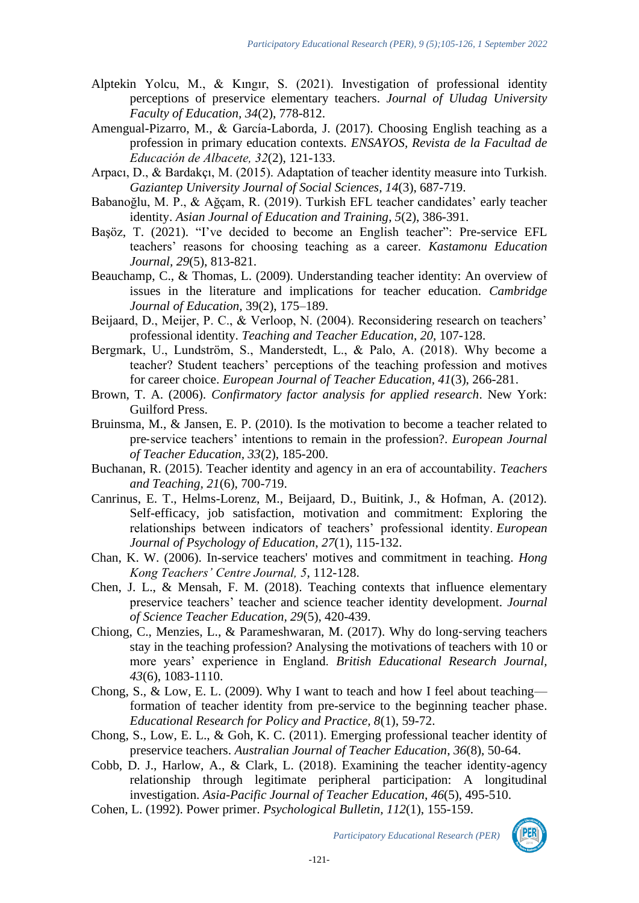Alptekin Yolcu, M., & Kıngır, S. (2021). Investigation of professional identity perceptions of preservice elementary teachers. *Journal of Uludag University Faculty of Education, 34*(2), 778-812.

Amengual-Pizarro, M., & García-Laborda, J. (2017). Choosing English teaching as a profession in primary education contexts. *ENSAYOS, Revista de la Facultad de Educación de Albacete, 32*(2), 121-133.

Arpacı, D., & Bardakçı, M. (2015). Adaptation of teacher identity measure into Turkish. *Gaziantep University Journal of Social Sciences, 14*(3), 687-719.

Babanoğlu, M. P., & Ağçam, R. (2019). Turkish EFL teacher candidates' early teacher identity. *Asian Journal of Education and Training*, *5*(2), 386-391.

Başöz, T. (2021). "I've decided to become an English teacher": Pre-service EFL teachers' reasons for choosing teaching as a career. *Kastamonu Education Journal*, *29*(5), 813-821.

Beauchamp, C., & Thomas, L. (2009). Understanding teacher identity: An overview of issues in the literature and implications for teacher education. *Cambridge Journal of Education,* 39(2), 175–189.

Beijaard, D., Meijer, P. C., & Verloop, N. (2004). Reconsidering research on teachers' professional identity. *Teaching and Teacher Education*, *20*, 107-128.

Bergmark, U., Lundström, S., Manderstedt, L., & Palo, A. (2018). Why become a teacher? Student teachers' perceptions of the teaching profession and motives for career choice. *European Journal of Teacher Education, 41*(3), 266-281.

Brown, T. A. (2006). *Confirmatory factor analysis for applied research*. New York: Guilford Press.

Bruinsma, M., & Jansen, E. P. (2010). Is the motivation to become a teacher related to pre‐service teachers' intentions to remain in the profession?. *European Journal of Teacher Education*, *33*(2), 185-200.

Buchanan, R. (2015). Teacher identity and agency in an era of accountability. *Teachers and Teaching*, *21*(6), 700-719.

Canrinus, E. T., Helms-Lorenz, M., Beijaard, D., Buitink, J., & Hofman, A. (2012). Self-efficacy, job satisfaction, motivation and commitment: Exploring the relationships between indicators of teachers' professional identity. *European Journal of Psychology of Education*, *27*(1), 115-132.

Chan, K. W. (2006). In-service teachers' motives and commitment in teaching. *Hong Kong Teachers' Centre Journal, 5*, 112-128.

Chen, J. L., & Mensah, F. M. (2018). Teaching contexts that influence elementary preservice teachers' teacher and science teacher identity development. *Journal of Science Teacher Education*, *29*(5), 420-439.

Chiong, C., Menzies, L., & Parameshwaran, M. (2017). Why do long‐serving teachers stay in the teaching profession? Analysing the motivations of teachers with 10 or more years' experience in England. *British Educational Research Journal*, *43*(6), 1083-1110.

Chong, S., & Low, E. L. (2009). Why I want to teach and how I feel about teaching—formation of teacher identity from pre-service to the beginning teacher phase. *Educational Research for Policy and Practice*, *8*(1), 59-72.

Chong, S., Low, E. L., & Goh, K. C. (2011). Emerging professional teacher identity of preservice teachers. *Australian Journal of Teacher Education*, *36*(8), 50-64.

Cobb, D. J., Harlow, A., & Clark, L. (2018). Examining the teacher identity-agency relationship through legitimate peripheral participation: A longitudinal investigation. *Asia-Pacific Journal of Teacher Education*, *46*(5), 495-510.

Cohen, L. (1992). Power primer. *Psychological Bulletin*, *112*(1), 155-159.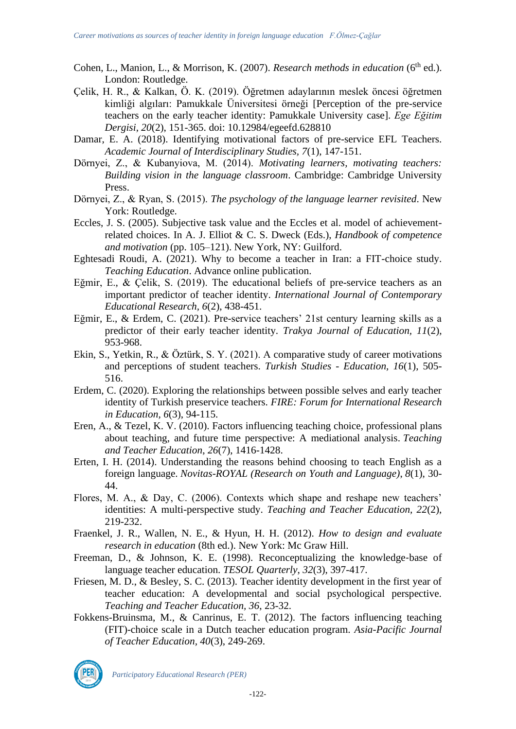Cohen, L., Manion, L., & Morrison, K. (2007). *Research methods in education* (6th ed.). London: Routledge.

Çelik, H. R., & Kalkan, Ö. K. (2019). Öğretmen adaylarının meslek öncesi öğretmen kimliği algıları: Pamukkale Üniversitesi örneği [Perception of the pre-service teachers on the early teacher identity: Pamukkale University case]. *Ege Eğitim Dergisi, 20*(2), 151-365. doi: 10.12984/egeefd.628810

Damar, E. A. (2018). Identifying motivational factors of pre-service EFL Teachers. *Academic Journal of Interdisciplinary Studies, 7*(1), 147-151.

Dörnyei, Z., & Kubanyiova, M. (2014). *Motivating learners, motivating teachers: Building vision in the language classroom*. Cambridge: Cambridge University Press.

Dörnyei, Z., & Ryan, S. (2015). *The psychology of the language learner revisited*. New York: Routledge.

Eccles, J. S. (2005). Subjective task value and the Eccles et al. model of achievement-related choices. In A. J. Elliot & C. S. Dweck (Eds.), *Handbook of competence and motivation* (pp. 105–121). New York, NY: Guilford.

Eghtesadi Roudi, A. (2021). Why to become a teacher in Iran: a FIT-choice study. *Teaching Education*. Advance online publication.

Eğmir, E., & Çelik, S. (2019). The educational beliefs of pre-service teachers as an important predictor of teacher identity. *International Journal of Contemporary Educational Research, 6*(2), 438-451.

Eğmir, E., & Erdem, C. (2021). Pre-service teachers' 21st century learning skills as a predictor of their early teacher identity. *Trakya Journal of Education, 11*(2), 953-968.

Ekin, S., Yetkin, R., & Öztürk, S. Y. (2021). A comparative study of career motivations and perceptions of student teachers. *Turkish Studies - Education, 16*(1), 505-516.

Erdem, C. (2020). Exploring the relationships between possible selves and early teacher identity of Turkish preservice teachers. *FIRE: Forum for International Research in Education, 6*(3), 94-115.

Eren, A., & Tezel, K. V. (2010). Factors influencing teaching choice, professional plans about teaching, and future time perspective: A mediational analysis. *Teaching and Teacher Education, 26*(7), 1416-1428.

Erten, I. H. (2014). Understanding the reasons behind choosing to teach English as a foreign language. *Novitas-ROYAL (Research on Youth and Language), 8*(1), 30-44.

Flores, M. A., & Day, C. (2006). Contexts which shape and reshape new teachers' identities: A multi-perspective study. *Teaching and Teacher Education, 22*(2), 219-232.

Fraenkel, J. R., Wallen, N. E., & Hyun, H. H. (2012). *How to design and evaluate research in education* (8th ed.). New York: Mc Graw Hill.

Freeman, D., & Johnson, K. E. (1998). Reconceptualizing the knowledge-base of language teacher education. *TESOL Quarterly, 32*(3), 397-417.

Friesen, M. D., & Besley, S. C. (2013). Teacher identity development in the first year of teacher education: A developmental and social psychological perspective. *Teaching and Teacher Education, 36*, 23-32.

Fokkens-Bruinsma, M., & Canrinus, E. T. (2012). The factors influencing teaching (FIT)-choice scale in a Dutch teacher education program. *Asia-Pacific Journal of Teacher Education, 40*(3), 249-269.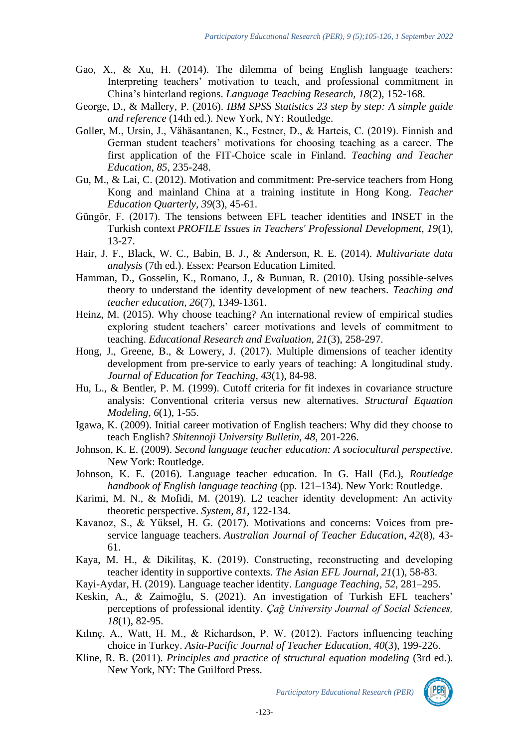Gao, X., & Xu, H. (2014). The dilemma of being English language teachers: Interpreting teachers' motivation to teach, and professional commitment in China's hinterland regions. *Language Teaching Research, 18*(2), 152-168.

George, D., & Mallery, P. (2016). *IBM SPSS Statistics 23 step by step: A simple guide and reference* (14th ed.). New York, NY: Routledge.

Goller, M., Ursin, J., Vähäsantanen, K., Festner, D., & Harteis, C. (2019). Finnish and German student teachers' motivations for choosing teaching as a career. The first application of the FIT-Choice scale in Finland. *Teaching and Teacher Education*, *85*, 235-248.

Gu, M., & Lai, C. (2012). Motivation and commitment: Pre-service teachers from Hong Kong and mainland China at a training institute in Hong Kong. *Teacher Education Quarterly, 39*(3), 45-61.

Güngör, F. (2017). The tensions between EFL teacher identities and INSET in the Turkish context *PROFILE Issues in Teachers' Professional Development, 19*(1), 13-27.

Hair, J. F., Black, W. C., Babin, B. J., & Anderson, R. E. (2014). *Multivariate data analysis* (7th ed.). Essex: Pearson Education Limited.

Hamman, D., Gosselin, K., Romano, J., & Bunuan, R. (2010). Using possible-selves theory to understand the identity development of new teachers. *Teaching and teacher education, 26*(7), 1349-1361.

Heinz, M. (2015). Why choose teaching? An international review of empirical studies exploring student teachers' career motivations and levels of commitment to teaching. *Educational Research and Evaluation, 21*(3), 258-297.

Hong, J., Greene, B., & Lowery, J. (2017). Multiple dimensions of teacher identity development from pre-service to early years of teaching: A longitudinal study. *Journal of Education for Teaching, 43*(1), 84-98.

Hu, L., & Bentler, P. M. (1999). Cutoff criteria for fit indexes in covariance structure analysis: Conventional criteria versus new alternatives. *Structural Equation Modeling, 6*(1), 1-55.

Igawa, K. (2009). Initial career motivation of English teachers: Why did they choose to teach English? *Shitennoji University Bulletin, 48*, 201-226.

Johnson, K. E. (2009). *Second language teacher education: A sociocultural perspective*. New York: Routledge.

Johnson, K. E. (2016). Language teacher education. In G. Hall (Ed.), *Routledge handbook of English language teaching* (pp. 121–134). New York: Routledge.

Karimi, M. N., & Mofidi, M. (2019). L2 teacher identity development: An activity theoretic perspective. *System, 81*, 122-134.

Kavanoz, S., & Yüksel, H. G. (2017). Motivations and concerns: Voices from pre-service language teachers. *Australian Journal of Teacher Education, 42*(8), 43-61.

Kaya, M. H., & Dikilitaş, K. (2019). Constructing, reconstructing and developing teacher identity in supportive contexts. *The Asian EFL Journal, 21*(1), 58-83.

Kayi-Aydar, H. (2019). Language teacher identity. *Language Teaching, 52*, 281–295.

Keskin, A., & Zaimoğlu, S. (2021). An investigation of Turkish EFL teachers' perceptions of professional identity. *Çağ University Journal of Social Sciences, 18*(1), 82-95.

Kılınç, A., Watt, H. M., & Richardson, P. W. (2012). Factors influencing teaching choice in Turkey. *Asia-Pacific Journal of Teacher Education, 40*(3), 199-226.

Kline, R. B. (2011). *Principles and practice of structural equation modeling* (3rd ed.). New York, NY: The Guilford Press.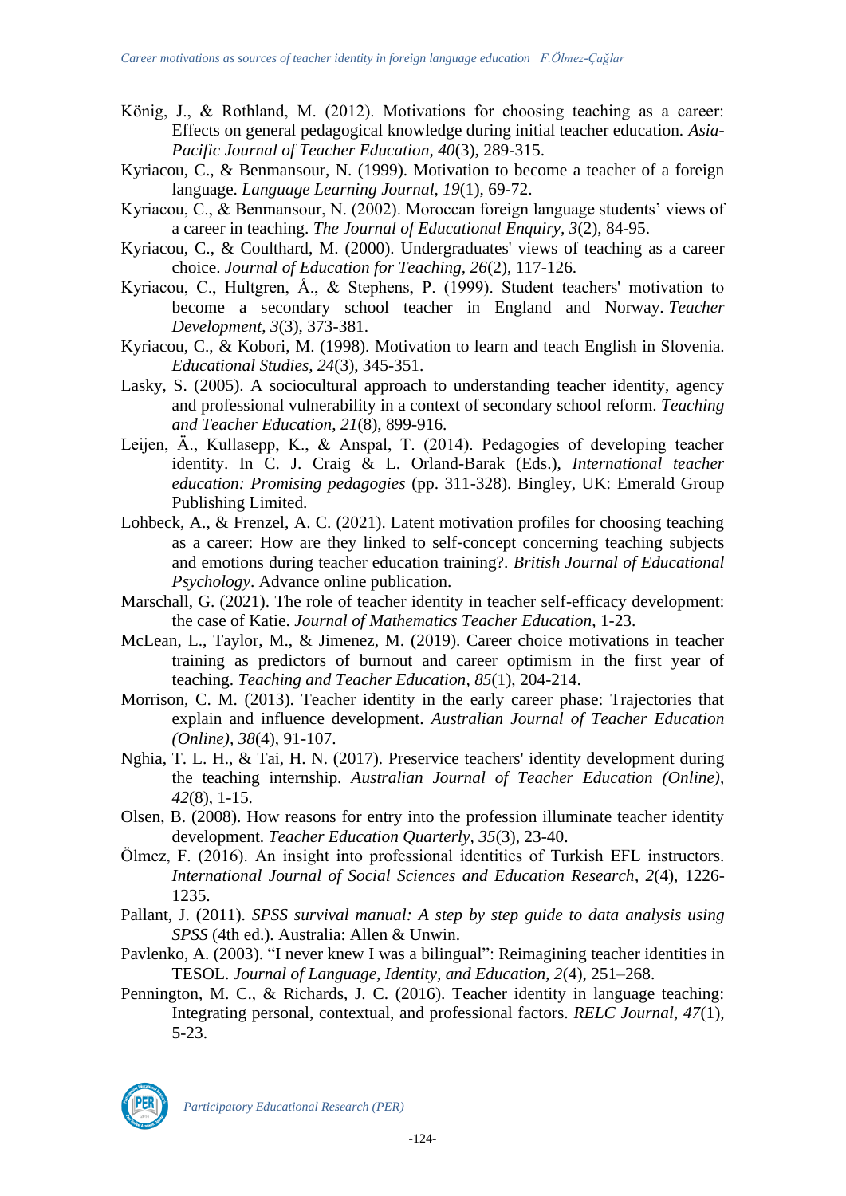König, J., & Rothland, M. (2012). Motivations for choosing teaching as a career: Effects on general pedagogical knowledge during initial teacher education. *Asia-Pacific Journal of Teacher Education, 40*(3), 289-315.

Kyriacou, C., & Benmansour, N. (1999). Motivation to become a teacher of a foreign language. *Language Learning Journal*, *19*(1), 69-72.

Kyriacou, C., & Benmansour, N. (2002). Moroccan foreign language students' views of a career in teaching. *The Journal of Educational Enquiry, 3*(2), 84-95.

Kyriacou, C., & Coulthard, M. (2000). Undergraduates' views of teaching as a career choice. *Journal of Education for Teaching, 26*(2), 117-126.

Kyriacou, C., Hultgren, Å., & Stephens, P. (1999). Student teachers' motivation to become a secondary school teacher in England and Norway. *Teacher Development, 3*(3), 373-381.

Kyriacou, C., & Kobori, M. (1998). Motivation to learn and teach English in Slovenia. *Educational Studies, 24*(3), 345-351.

Lasky, S. (2005). A sociocultural approach to understanding teacher identity, agency and professional vulnerability in a context of secondary school reform. *Teaching and Teacher Education*, *21*(8), 899-916.

Leijen, Ä., Kullasepp, K., & Anspal, T. (2014). Pedagogies of developing teacher identity. In C. J. Craig & L. Orland-Barak (Eds.), *International teacher education: Promising pedagogies* (pp. 311-328). Bingley, UK: Emerald Group Publishing Limited.

Lohbeck, A., & Frenzel, A. C. (2021). Latent motivation profiles for choosing teaching as a career: How are they linked to self-concept concerning teaching subjects and emotions during teacher education training?. *British Journal of Educational Psychology*. Advance online publication.

Marschall, G. (2021). The role of teacher identity in teacher self-efficacy development: the case of Katie. *Journal of Mathematics Teacher Education*, 1-23.

McLean, L., Taylor, M., & Jimenez, M. (2019). Career choice motivations in teacher training as predictors of burnout and career optimism in the first year of teaching. *Teaching and Teacher Education, 85*(1), 204-214.

Morrison, C. M. (2013). Teacher identity in the early career phase: Trajectories that explain and influence development. *Australian Journal of Teacher Education (Online), 38*(4), 91-107.

Nghia, T. L. H., & Tai, H. N. (2017). Preservice teachers' identity development during the teaching internship. *Australian Journal of Teacher Education (Online), 42*(8), 1-15.

Olsen, B. (2008). How reasons for entry into the profession illuminate teacher identity development. *Teacher Education Quarterly, 35*(3), 23-40.

Ölmez, F. (2016). An insight into professional identities of Turkish EFL instructors. *International Journal of Social Sciences and Education Research*, *2*(4), 1226-1235.

Pallant, J. (2011). *SPSS survival manual: A step by step guide to data analysis using SPSS* (4th ed.). Australia: Allen & Unwin.

Pavlenko, A. (2003). "I never knew I was a bilingual": Reimagining teacher identities in TESOL. *Journal of Language, Identity, and Education, 2*(4), 251–268.

Pennington, M. C., & Richards, J. C. (2016). Teacher identity in language teaching: Integrating personal, contextual, and professional factors. *RELC Journal*, *47*(1), 5-23.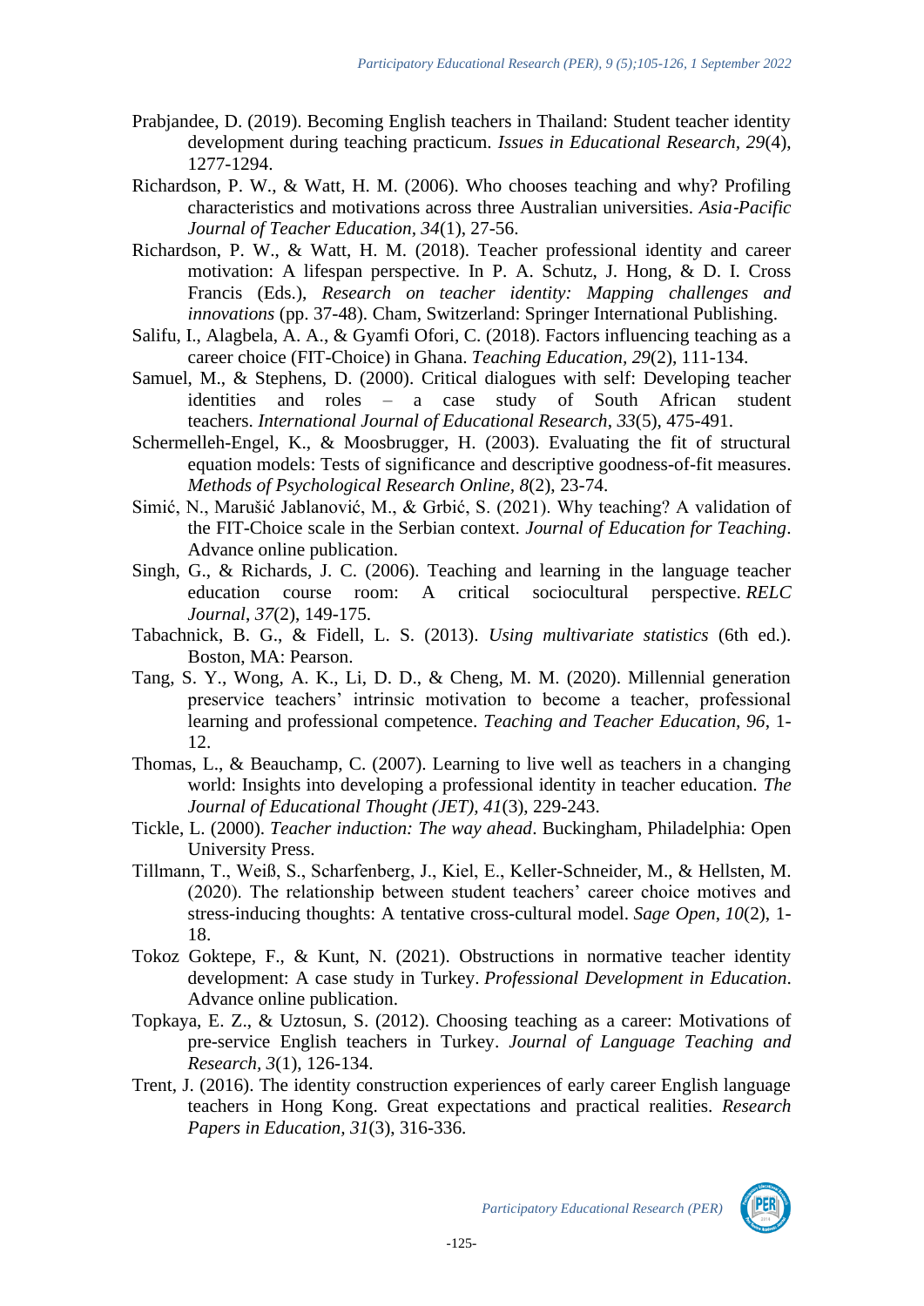Prabjandee, D. (2019). Becoming English teachers in Thailand: Student teacher identity development during teaching practicum. *Issues in Educational Research, 29*(4), 1277-1294.

Richardson, P. W., & Watt, H. M. (2006). Who chooses teaching and why? Profiling characteristics and motivations across three Australian universities. *Asia-Pacific Journal of Teacher Education, 34*(1), 27-56.

Richardson, P. W., & Watt, H. M. (2018). Teacher professional identity and career motivation: A lifespan perspective. In P. A. Schutz, J. Hong, & D. I. Cross Francis (Eds.), *Research on teacher identity: Mapping challenges and innovations* (pp. 37-48). Cham, Switzerland: Springer International Publishing.

Salifu, I., Alagbela, A. A., & Gyamfi Ofori, C. (2018). Factors influencing teaching as a career choice (FIT-Choice) in Ghana. *Teaching Education, 29*(2), 111-134.

Samuel, M., & Stephens, D. (2000). Critical dialogues with self: Developing teacher identities and roles – a case study of South African student teachers. *International Journal of Educational Research, 33*(5), 475-491.

Schermelleh-Engel, K., & Moosbrugger, H. (2003). Evaluating the fit of structural equation models: Tests of significance and descriptive goodness-of-fit measures. *Methods of Psychological Research Online, 8*(2), 23-74.

Simić, N., Marušić Jablanović, M., & Grbić, S. (2021). Why teaching? A validation of the FIT-Choice scale in the Serbian context. *Journal of Education for Teaching*. Advance online publication.

Singh, G., & Richards, J. C. (2006). Teaching and learning in the language teacher education course room: A critical sociocultural perspective. *RELC Journal, 37*(2), 149-175.

Tabachnick, B. G., & Fidell, L. S. (2013). *Using multivariate statistics* (6th ed.). Boston, MA: Pearson.

Tang, S. Y., Wong, A. K., Li, D. D., & Cheng, M. M. (2020). Millennial generation preservice teachers' intrinsic motivation to become a teacher, professional learning and professional competence. *Teaching and Teacher Education, 96*, 1-12.

Thomas, L., & Beauchamp, C. (2007). Learning to live well as teachers in a changing world: Insights into developing a professional identity in teacher education. *The Journal of Educational Thought (JET), 41*(3), 229-243.

Tickle, L. (2000). *Teacher induction: The way ahead*. Buckingham, Philadelphia: Open University Press.

Tillmann, T., Weiß, S., Scharfenberg, J., Kiel, E., Keller-Schneider, M., & Hellsten, M. (2020). The relationship between student teachers' career choice motives and stress-inducing thoughts: A tentative cross-cultural model. *Sage Open, 10*(2), 1-18.

Tokoz Goktepe, F., & Kunt, N. (2021). Obstructions in normative teacher identity development: A case study in Turkey. *Professional Development in Education*. Advance online publication.

Topkaya, E. Z., & Uztosun, S. (2012). Choosing teaching as a career: Motivations of pre-service English teachers in Turkey. *Journal of Language Teaching and Research, 3*(1), 126-134.

Trent, J. (2016). The identity construction experiences of early career English language teachers in Hong Kong. Great expectations and practical realities. *Research Papers in Education, 31*(3), 316-336.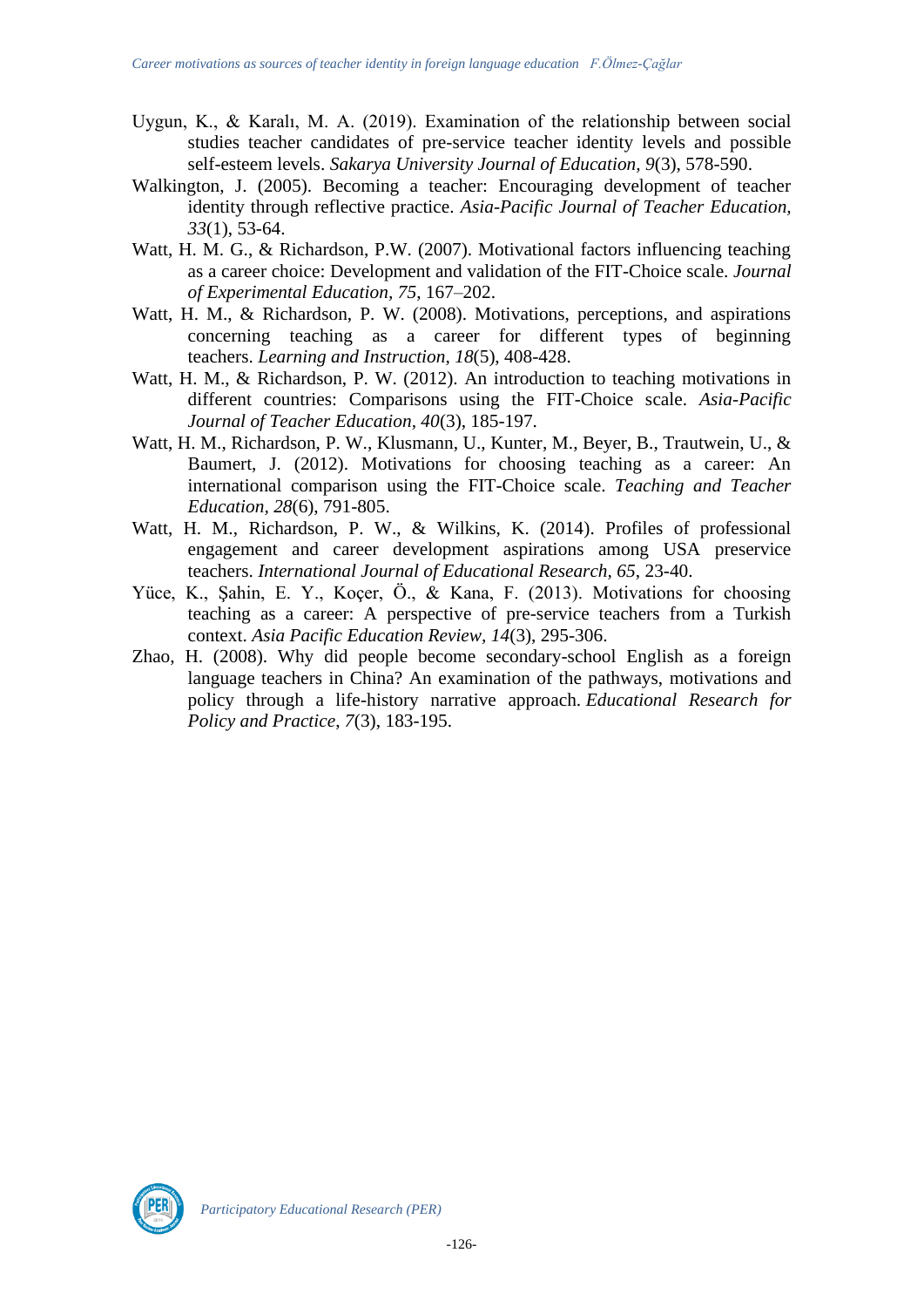Uygun, K., & Karalı, M. A. (2019). Examination of the relationship between social studies teacher candidates of pre-service teacher identity levels and possible self-esteem levels. *Sakarya University Journal of Education, 9*(3), 578-590.

Walkington, J. (2005). Becoming a teacher: Encouraging development of teacher identity through reflective practice. *Asia-Pacific Journal of Teacher Education, 33*(1), 53-64.

Watt, H. M. G., & Richardson, P.W. (2007). Motivational factors influencing teaching as a career choice: Development and validation of the FIT-Choice scale. *Journal of Experimental Education, 75*, 167–202.

Watt, H. M., & Richardson, P. W. (2008). Motivations, perceptions, and aspirations concerning teaching as a career for different types of beginning teachers. *Learning and Instruction*, *18*(5), 408-428.

Watt, H. M., & Richardson, P. W. (2012). An introduction to teaching motivations in different countries: Comparisons using the FIT-Choice scale. *Asia-Pacific Journal of Teacher Education*, *40*(3), 185-197.

Watt, H. M., Richardson, P. W., Klusmann, U., Kunter, M., Beyer, B., Trautwein, U., & Baumert, J. (2012). Motivations for choosing teaching as a career: An international comparison using the FIT-Choice scale. *Teaching and Teacher Education*, *28*(6), 791-805.

Watt, H. M., Richardson, P. W., & Wilkins, K. (2014). Profiles of professional engagement and career development aspirations among USA preservice teachers. *International Journal of Educational Research*, *65*, 23-40.

Yüce, K., Şahin, E. Y., Koçer, Ö., & Kana, F. (2013). Motivations for choosing teaching as a career: A perspective of pre-service teachers from a Turkish context. *Asia Pacific Education Review*, *14*(3), 295-306.

Zhao, H. (2008). Why did people become secondary-school English as a foreign language teachers in China? An examination of the pathways, motivations and policy through a life-history narrative approach. *Educational Research for Policy and Practice*, *7*(3), 183-195.